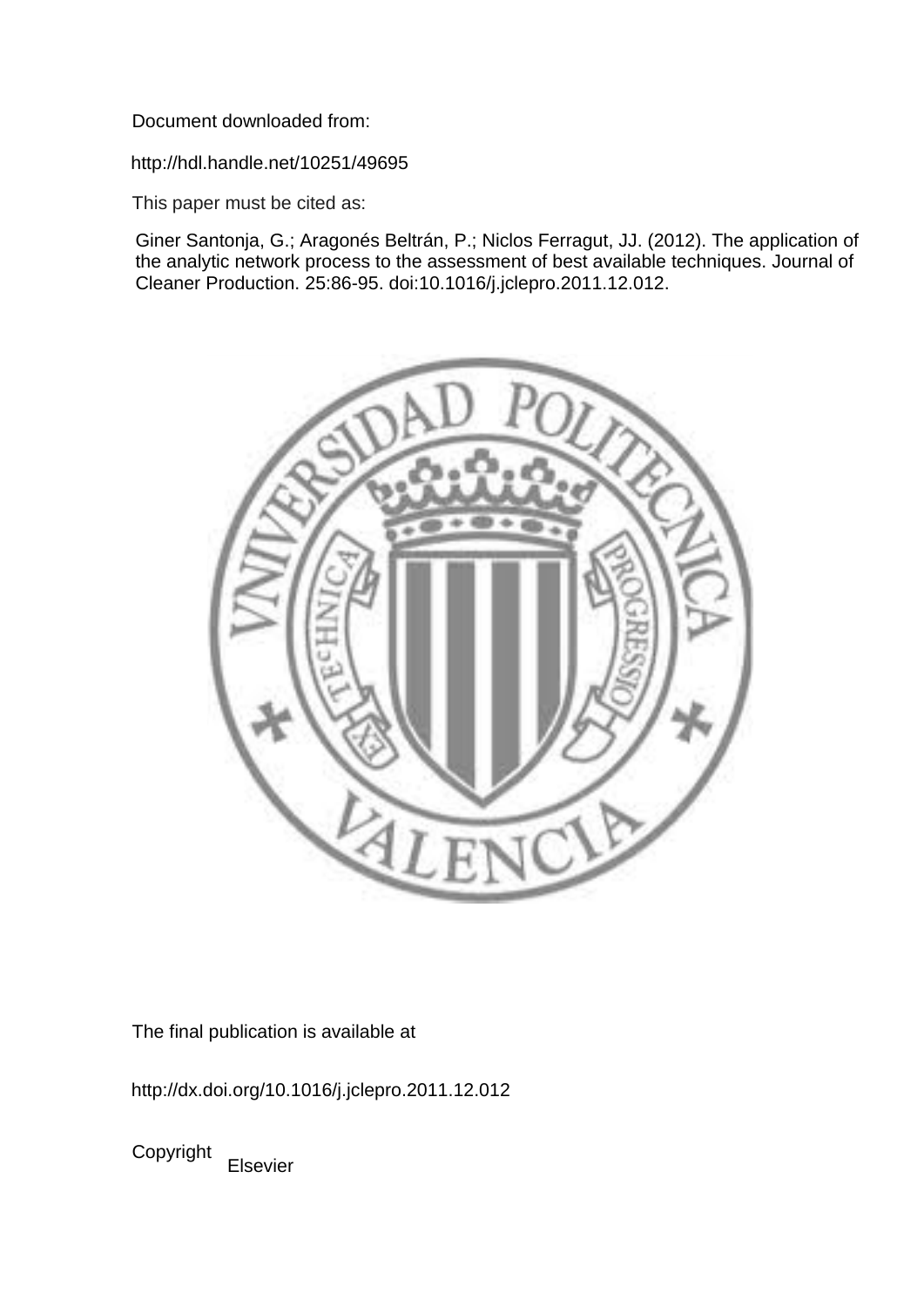Document downloaded from:

http://hdl.handle.net/10251/49695

This paper must be cited as:

Giner Santonja, G.; Aragonés Beltrán, P.; Niclos Ferragut, JJ. (2012). The application of the analytic network process to the assessment of best available techniques. Journal of Cleaner Production. 25:86-95. doi:10.1016/j.jclepro.2011.12.012.

The final publication is available at

http://dx.doi.org/10.1016/j.jclepro.2011.12.012

Copyright Elsevier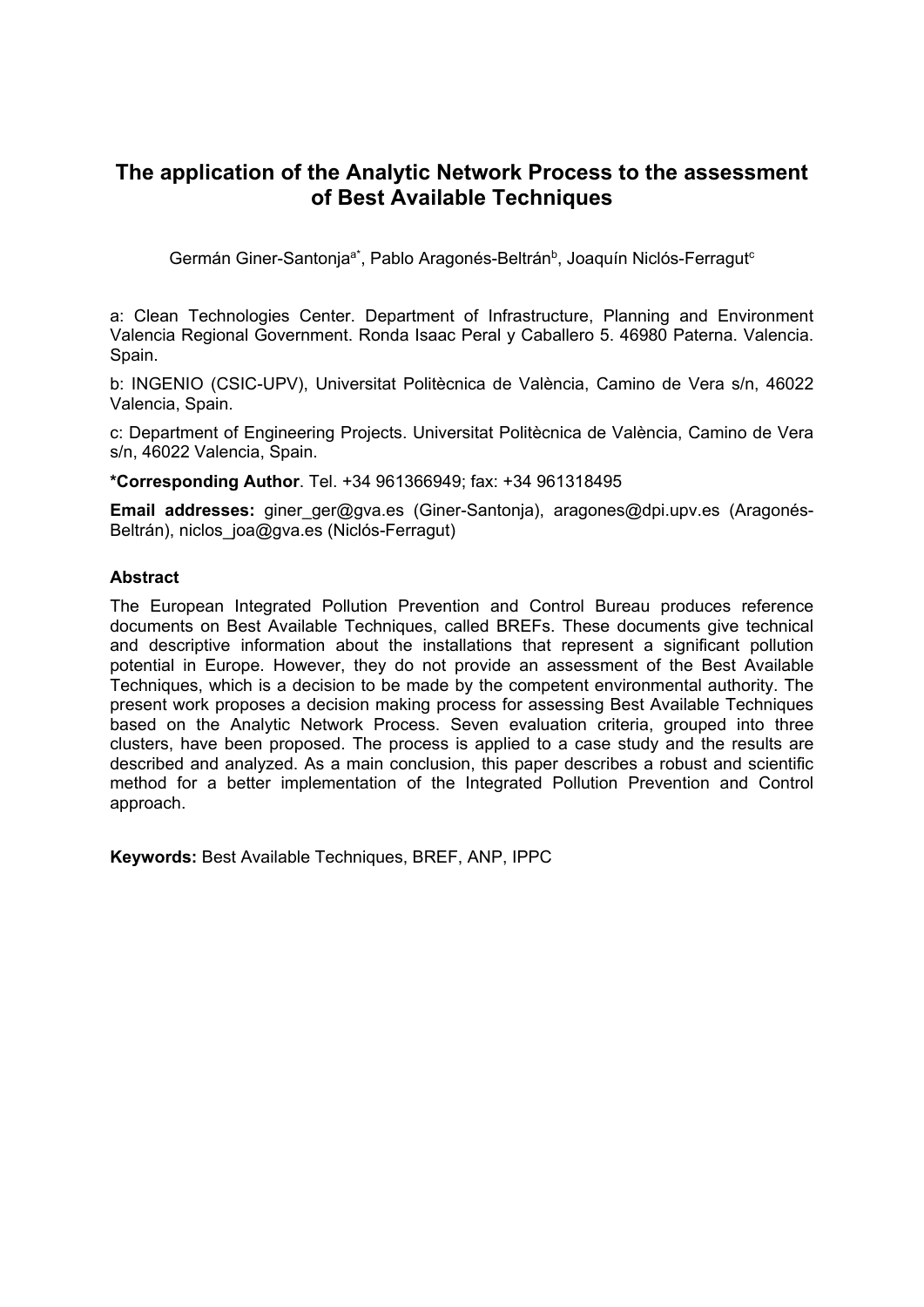# The application of the Analytic Network Process to the assessment of Best Available Techniques

Germán Giner-Santonja[a*], Pablo Aragonés-Beltrán[b], Joaquín Niclós-Ferragut[c]

a: Clean Technologies Center. Department of Infrastructure, Planning and Environment Valencia Regional Government. Ronda Isaac Peral y Caballero 5. 46980 Paterna. Valencia. Spain.

b: INGENIO (CSIC-UPV), Universitat Politècnica de València, Camino de Vera s/n, 46022 Valencia, Spain.

c: Department of Engineering Projects. Universitat Politècnica de València, Camino de Vera s/n, 46022 Valencia, Spain.

**\*Corresponding Author**. Tel. +34 961366949; fax: +34 961318495

**Email addresses:** giner_ger@gva.es (Giner-Santonja), aragones@dpi.upv.es (Aragonés-Beltrán), niclos_joa@gva.es (Niclós-Ferragut)

**Abstract**

The European Integrated Pollution Prevention and Control Bureau produces reference documents on Best Available Techniques, called BREFs. These documents give technical and descriptive information about the installations that represent a significant pollution potential in Europe. However, they do not provide an assessment of the Best Available Techniques, which is a decision to be made by the competent environmental authority. The present work proposes a decision making process for assessing Best Available Techniques based on the Analytic Network Process. Seven evaluation criteria, grouped into three clusters, have been proposed. The process is applied to a case study and the results are described and analyzed. As a main conclusion, this paper describes a robust and scientific method for a better implementation of the Integrated Pollution Prevention and Control approach.

**Keywords:** Best Available Techniques, BREF, ANP, IPPC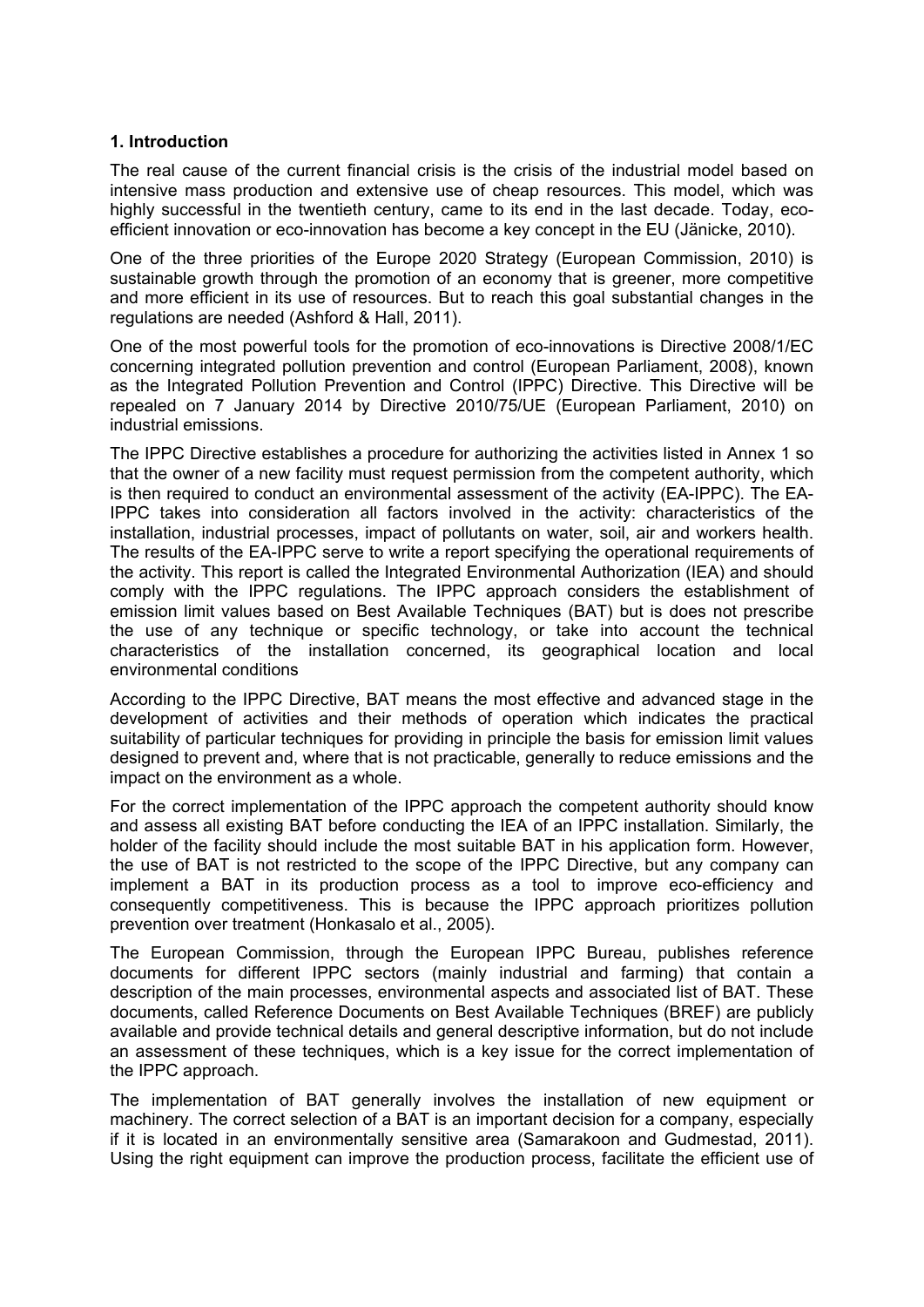**1. Introduction**

The real cause of the current financial crisis is the crisis of the industrial model based on intensive mass production and extensive use of cheap resources. This model, which was highly successful in the twentieth century, came to its end in the last decade. Today, eco-efficient innovation or eco-innovation has become a key concept in the EU (Jänicke, 2010).

One of the three priorities of the Europe 2020 Strategy (European Commission, 2010) is sustainable growth through the promotion of an economy that is greener, more competitive and more efficient in its use of resources. But to reach this goal substantial changes in the regulations are needed (Ashford & Hall, 2011).

One of the most powerful tools for the promotion of eco-innovations is Directive 2008/1/EC concerning integrated pollution prevention and control (European Parliament, 2008), known as the Integrated Pollution Prevention and Control (IPPC) Directive. This Directive will be repealed on 7 January 2014 by Directive 2010/75/UE (European Parliament, 2010) on industrial emissions.

The IPPC Directive establishes a procedure for authorizing the activities listed in Annex 1 so that the owner of a new facility must request permission from the competent authority, which is then required to conduct an environmental assessment of the activity (EA-IPPC). The EA-IPPC takes into consideration all factors involved in the activity: characteristics of the installation, industrial processes, impact of pollutants on water, soil, air and workers health. The results of the EA-IPPC serve to write a report specifying the operational requirements of the activity. This report is called the Integrated Environmental Authorization (IEA) and should comply with the IPPC regulations. The IPPC approach considers the establishment of emission limit values based on Best Available Techniques (BAT) but is does not prescribe the use of any technique or specific technology, or take into account the technical characteristics of the installation concerned, its geographical location and local environmental conditions

According to the IPPC Directive, BAT means the most effective and advanced stage in the development of activities and their methods of operation which indicates the practical suitability of particular techniques for providing in principle the basis for emission limit values designed to prevent and, where that is not practicable, generally to reduce emissions and the impact on the environment as a whole.

For the correct implementation of the IPPC approach the competent authority should know and assess all existing BAT before conducting the IEA of an IPPC installation. Similarly, the holder of the facility should include the most suitable BAT in his application form. However, the use of BAT is not restricted to the scope of the IPPC Directive, but any company can implement a BAT in its production process as a tool to improve eco-efficiency and consequently competitiveness. This is because the IPPC approach prioritizes pollution prevention over treatment (Honkasalo et al., 2005).

The European Commission, through the European IPPC Bureau, publishes reference documents for different IPPC sectors (mainly industrial and farming) that contain a description of the main processes, environmental aspects and associated list of BAT. These documents, called Reference Documents on Best Available Techniques (BREF) are publicly available and provide technical details and general descriptive information, but do not include an assessment of these techniques, which is a key issue for the correct implementation of the IPPC approach.

The implementation of BAT generally involves the installation of new equipment or machinery. The correct selection of a BAT is an important decision for a company, especially if it is located in an environmentally sensitive area (Samarakoon and Gudmestad, 2011). Using the right equipment can improve the production process, facilitate the efficient use of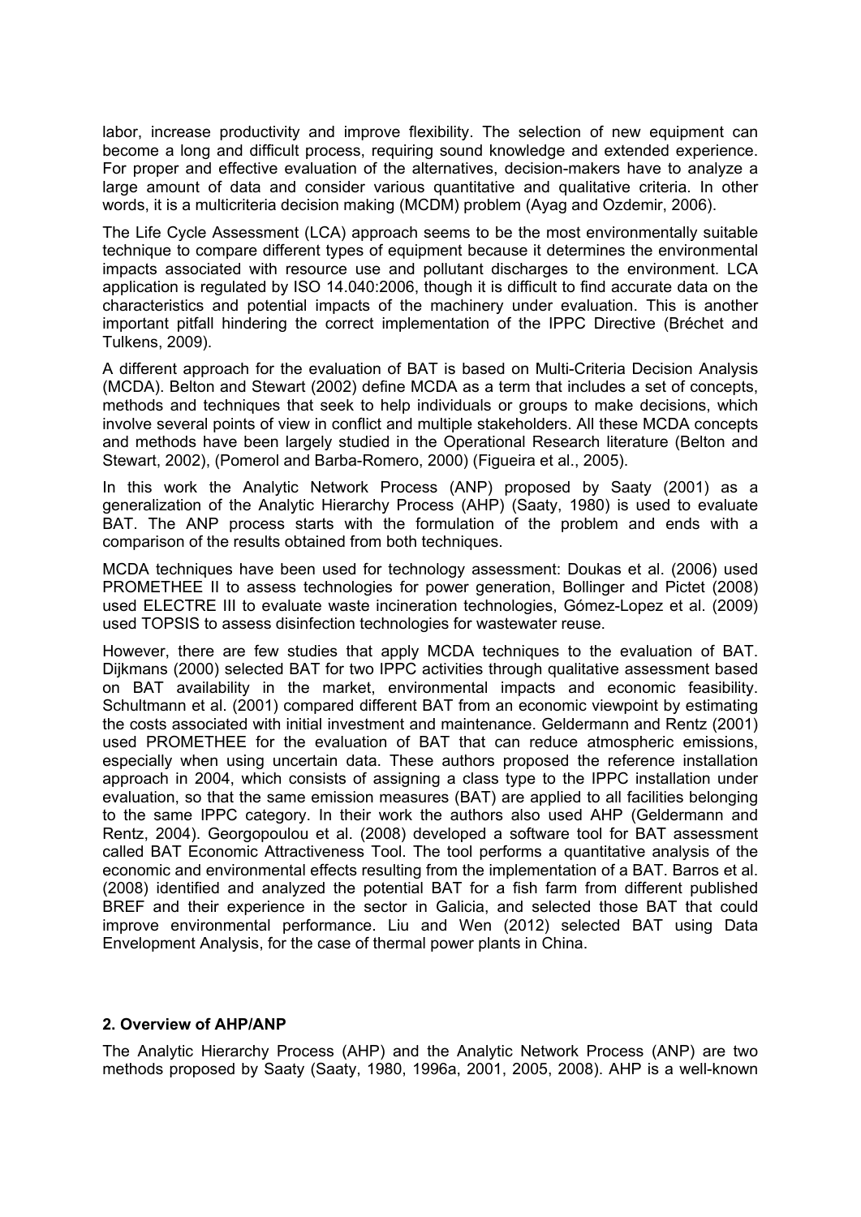labor, increase productivity and improve flexibility. The selection of new equipment can become a long and difficult process, requiring sound knowledge and extended experience. For proper and effective evaluation of the alternatives, decision-makers have to analyze a large amount of data and consider various quantitative and qualitative criteria. In other words, it is a multicriteria decision making (MCDM) problem (Ayag and Ozdemir, 2006).

The Life Cycle Assessment (LCA) approach seems to be the most environmentally suitable technique to compare different types of equipment because it determines the environmental impacts associated with resource use and pollutant discharges to the environment. LCA application is regulated by ISO 14.040:2006, though it is difficult to find accurate data on the characteristics and potential impacts of the machinery under evaluation. This is another important pitfall hindering the correct implementation of the IPPC Directive (Bréchet and Tulkens, 2009).

A different approach for the evaluation of BAT is based on Multi-Criteria Decision Analysis (MCDA). Belton and Stewart (2002) define MCDA as a term that includes a set of concepts, methods and techniques that seek to help individuals or groups to make decisions, which involve several points of view in conflict and multiple stakeholders. All these MCDA concepts and methods have been largely studied in the Operational Research literature (Belton and Stewart, 2002), (Pomerol and Barba-Romero, 2000) (Figueira et al., 2005).

In this work the Analytic Network Process (ANP) proposed by Saaty (2001) as a generalization of the Analytic Hierarchy Process (AHP) (Saaty, 1980) is used to evaluate BAT. The ANP process starts with the formulation of the problem and ends with a comparison of the results obtained from both techniques.

MCDA techniques have been used for technology assessment: Doukas et al. (2006) used PROMETHEE II to assess technologies for power generation, Bollinger and Pictet (2008) used ELECTRE III to evaluate waste incineration technologies, Gómez-Lopez et al. (2009) used TOPSIS to assess disinfection technologies for wastewater reuse.

However, there are few studies that apply MCDA techniques to the evaluation of BAT. Dijkmans (2000) selected BAT for two IPPC activities through qualitative assessment based on BAT availability in the market, environmental impacts and economic feasibility. Schultmann et al. (2001) compared different BAT from an economic viewpoint by estimating the costs associated with initial investment and maintenance. Geldermann and Rentz (2001) used PROMETHEE for the evaluation of BAT that can reduce atmospheric emissions, especially when using uncertain data. These authors proposed the reference installation approach in 2004, which consists of assigning a class type to the IPPC installation under evaluation, so that the same emission measures (BAT) are applied to all facilities belonging to the same IPPC category. In their work the authors also used AHP (Geldermann and Rentz, 2004). Georgopoulou et al. (2008) developed a software tool for BAT assessment called BAT Economic Attractiveness Tool. The tool performs a quantitative analysis of the economic and environmental effects resulting from the implementation of a BAT. Barros et al. (2008) identified and analyzed the potential BAT for a fish farm from different published BREF and their experience in the sector in Galicia, and selected those BAT that could improve environmental performance. Liu and Wen (2012) selected BAT using Data Envelopment Analysis, for the case of thermal power plants in China.

## 2. Overview of AHP/ANP

The Analytic Hierarchy Process (AHP) and the Analytic Network Process (ANP) are two methods proposed by Saaty (Saaty, 1980, 1996a, 2001, 2005, 2008). AHP is a well-known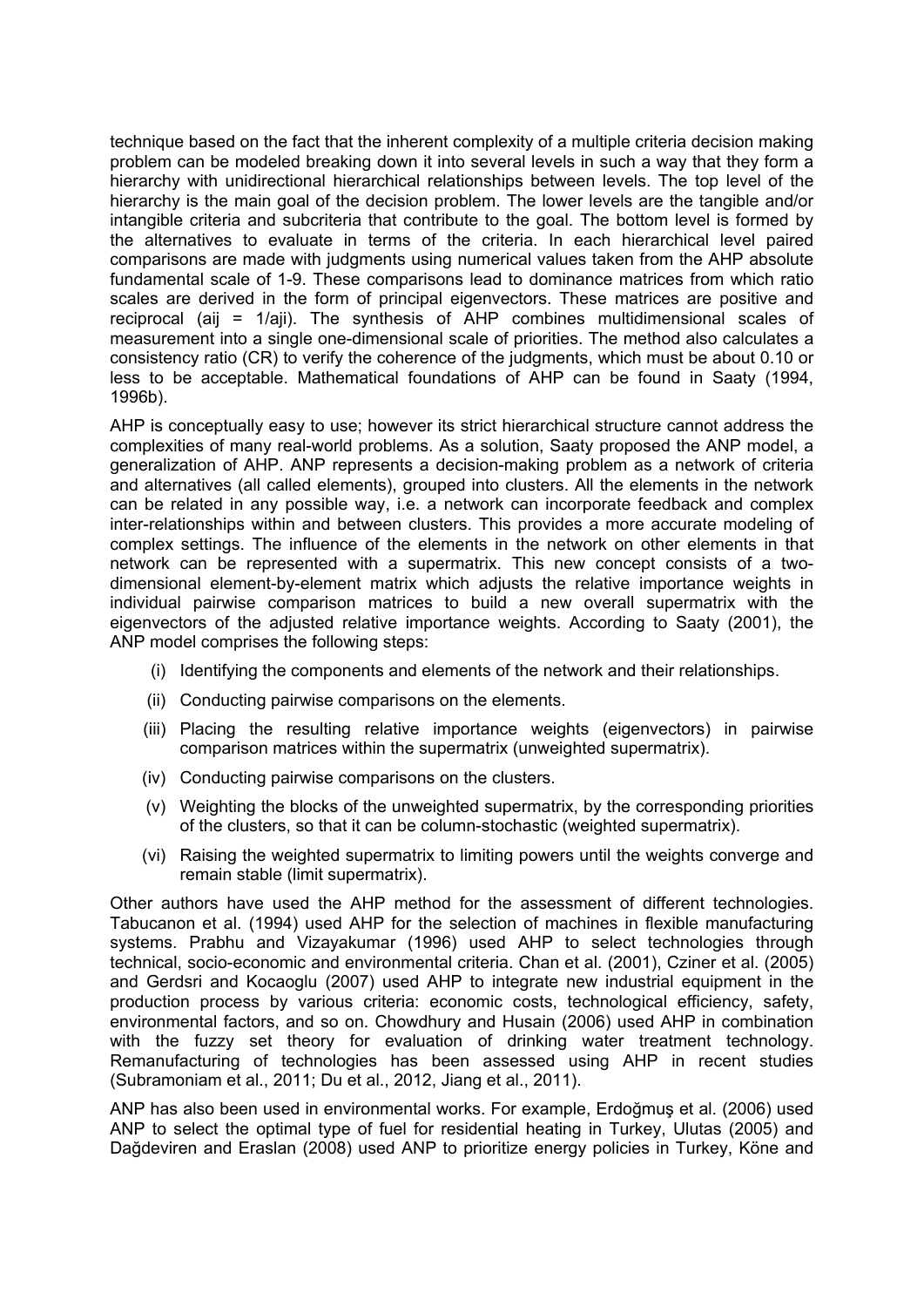technique based on the fact that the inherent complexity of a multiple criteria decision making problem can be modeled breaking down it into several levels in such a way that they form a hierarchy with unidirectional hierarchical relationships between levels. The top level of the hierarchy is the main goal of the decision problem. The lower levels are the tangible and/or intangible criteria and subcriteria that contribute to the goal. The bottom level is formed by the alternatives to evaluate in terms of the criteria. In each hierarchical level paired comparisons are made with judgments using numerical values taken from the AHP absolute fundamental scale of 1-9. These comparisons lead to dominance matrices from which ratio scales are derived in the form of principal eigenvectors. These matrices are positive and reciprocal ($a_{ij} = 1/a_{ji}$). The synthesis of AHP combines multidimensional scales of measurement into a single one-dimensional scale of priorities. The method also calculates a consistency ratio (CR) to verify the coherence of the judgments, which must be about 0.10 or less to be acceptable. Mathematical foundations of AHP can be found in Saaty (1994, 1996b).

AHP is conceptually easy to use; however its strict hierarchical structure cannot address the complexities of many real-world problems. As a solution, Saaty proposed the ANP model, a generalization of AHP. ANP represents a decision-making problem as a network of criteria and alternatives (all called elements), grouped into clusters. All the elements in the network can be related in any possible way, i.e. a network can incorporate feedback and complex inter-relationships within and between clusters. This provides a more accurate modeling of complex settings. The influence of the elements in the network on other elements in that network can be represented with a supermatrix. This new concept consists of a two-dimensional element-by-element matrix which adjusts the relative importance weights in individual pairwise comparison matrices to build a new overall supermatrix with the eigenvectors of the adjusted relative importance weights. According to Saaty (2001), the ANP model comprises the following steps:

(i) Identifying the components and elements of the network and their relationships.

(ii) Conducting pairwise comparisons on the elements.

(iii) Placing the resulting relative importance weights (eigenvectors) in pairwise comparison matrices within the supermatrix (unweighted supermatrix).

(iv) Conducting pairwise comparisons on the clusters.

(v) Weighting the blocks of the unweighted supermatrix, by the corresponding priorities of the clusters, so that it can be column-stochastic (weighted supermatrix).

(vi) Raising the weighted supermatrix to limiting powers until the weights converge and remain stable (limit supermatrix).

Other authors have used the AHP method for the assessment of different technologies. Tabucanon et al. (1994) used AHP for the selection of machines in flexible manufacturing systems. Prabhu and Vizayakumar (1996) used AHP to select technologies through technical, socio-economic and environmental criteria. Chan et al. (2001), Cziner et al. (2005) and Gerdsri and Kocaoglu (2007) used AHP to integrate new industrial equipment in the production process by various criteria: economic costs, technological efficiency, safety, environmental factors, and so on. Chowdhury and Husain (2006) used AHP in combination with the fuzzy set theory for evaluation of drinking water treatment technology. Remanufacturing of technologies has been assessed using AHP in recent studies (Subramoniam et al., 2011; Du et al., 2012, Jiang et al., 2011).

ANP has also been used in environmental works. For example, Erdoğmuş et al. (2006) used ANP to select the optimal type of fuel for residential heating in Turkey, Ulutas (2005) and Dağdeviren and Eraslan (2008) used ANP to prioritize energy policies in Turkey, Köne and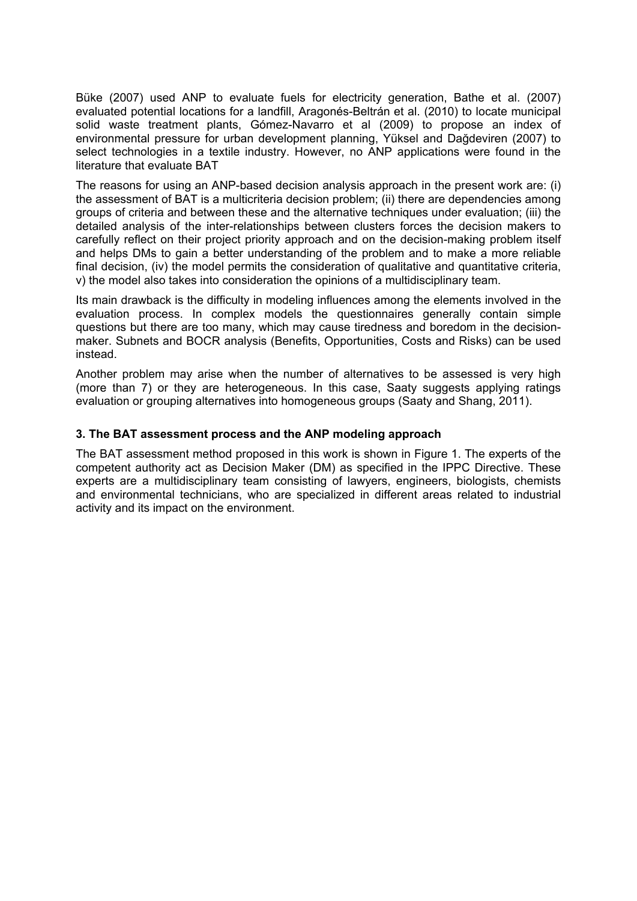Büke (2007) used ANP to evaluate fuels for electricity generation, Bathe et al. (2007) evaluated potential locations for a landfill, Aragonés-Beltrán et al. (2010) to locate municipal solid waste treatment plants, Gómez-Navarro et al (2009) to propose an index of environmental pressure for urban development planning, Yüksel and Dağdeviren (2007) to select technologies in a textile industry. However, no ANP applications were found in the literature that evaluate BAT

The reasons for using an ANP-based decision analysis approach in the present work are: (i) the assessment of BAT is a multicriteria decision problem; (ii) there are dependencies among groups of criteria and between these and the alternative techniques under evaluation; (iii) the detailed analysis of the inter-relationships between clusters forces the decision makers to carefully reflect on their project priority approach and on the decision-making problem itself and helps DMs to gain a better understanding of the problem and to make a more reliable final decision, (iv) the model permits the consideration of qualitative and quantitative criteria, v) the model also takes into consideration the opinions of a multidisciplinary team.

Its main drawback is the difficulty in modeling influences among the elements involved in the evaluation process. In complex models the questionnaires generally contain simple questions but there are too many, which may cause tiredness and boredom in the decision-maker. Subnets and BOCR analysis (Benefits, Opportunities, Costs and Risks) can be used instead.

Another problem may arise when the number of alternatives to be assessed is very high (more than 7) or they are heterogeneous. In this case, Saaty suggests applying ratings evaluation or grouping alternatives into homogeneous groups (Saaty and Shang, 2011).

### 3. The BAT assessment process and the ANP modeling approach

The BAT assessment method proposed in this work is shown in Figure 1. The experts of the competent authority act as Decision Maker (DM) as specified in the IPPC Directive. These experts are a multidisciplinary team consisting of lawyers, engineers, biologists, chemists and environmental technicians, who are specialized in different areas related to industrial activity and its impact on the environment.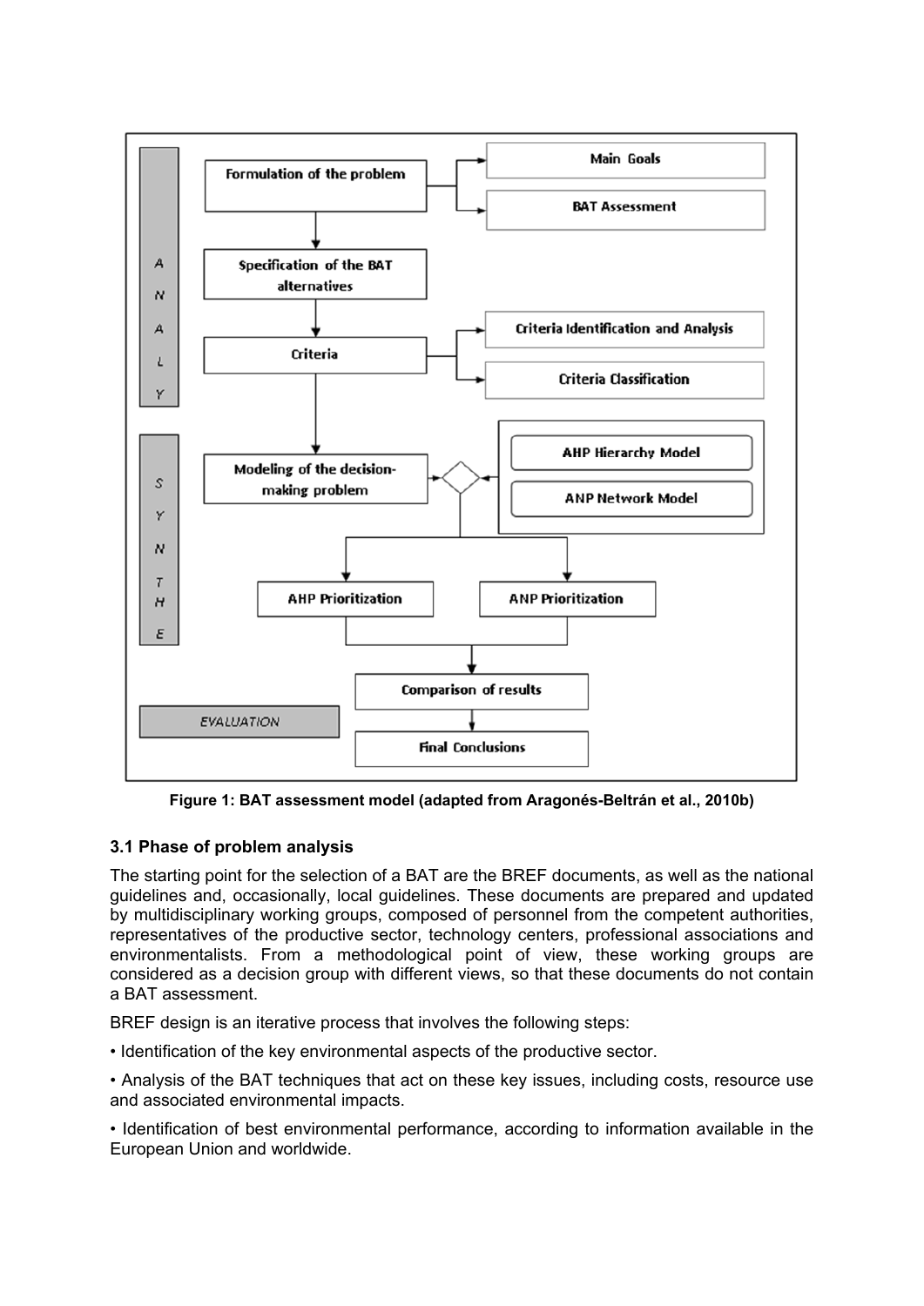Figure 1: BAT assessment model (adapted from Aragonés-Beltrán et al., 2010b)

### 3.1 Phase of problem analysis

The starting point for the selection of a BAT are the BREF documents, as well as the national guidelines and, occasionally, local guidelines. These documents are prepared and updated by multidisciplinary working groups, composed of personnel from the competent authorities, representatives of the productive sector, technology centers, professional associations and environmentalists. From a methodological point of view, these working groups are considered as a decision group with different views, so that these documents do not contain a BAT assessment.

BREF design is an iterative process that involves the following steps:

• Identification of the key environmental aspects of the productive sector.

• Analysis of the BAT techniques that act on these key issues, including costs, resource use and associated environmental impacts.

• Identification of best environmental performance, according to information available in the European Union and worldwide.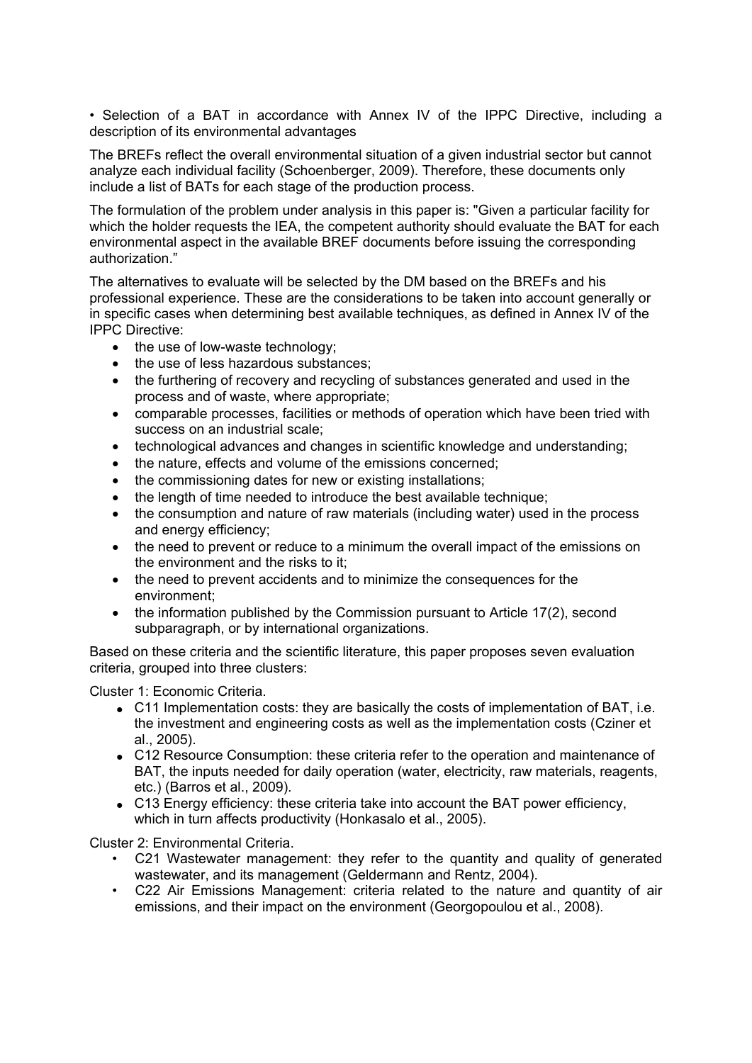- Selection of a BAT in accordance with Annex IV of the IPPC Directive, including a description of its environmental advantages

The BREFs reflect the overall environmental situation of a given industrial sector but cannot analyze each individual facility (Schoenberger, 2009). Therefore, these documents only include a list of BATs for each stage of the production process.

The formulation of the problem under analysis in this paper is: "Given a particular facility for which the holder requests the IEA, the competent authority should evaluate the BAT for each environmental aspect in the available BREF documents before issuing the corresponding authorization."

The alternatives to evaluate will be selected by the DM based on the BREFs and his professional experience. These are the considerations to be taken into account generally or in specific cases when determining best available techniques, as defined in Annex IV of the IPPC Directive:

- the use of low-waste technology;
- the use of less hazardous substances;
- the furthering of recovery and recycling of substances generated and used in the process and of waste, where appropriate;
- comparable processes, facilities or methods of operation which have been tried with success on an industrial scale;
- technological advances and changes in scientific knowledge and understanding;
- the nature, effects and volume of the emissions concerned;
- the commissioning dates for new or existing installations;
- the length of time needed to introduce the best available technique;
- the consumption and nature of raw materials (including water) used in the process and energy efficiency;
- the need to prevent or reduce to a minimum the overall impact of the emissions on the environment and the risks to it;
- the need to prevent accidents and to minimize the consequences for the environment;
- the information published by the Commission pursuant to Article 17(2), second subparagraph, or by international organizations.

Based on these criteria and the scientific literature, this paper proposes seven evaluation criteria, grouped into three clusters:

Cluster 1: Economic Criteria.

- C11 Implementation costs: they are basically the costs of implementation of BAT, i.e. the investment and engineering costs as well as the implementation costs (Cziner et al., 2005).
- C12 Resource Consumption: these criteria refer to the operation and maintenance of BAT, the inputs needed for daily operation (water, electricity, raw materials, reagents, etc.) (Barros et al., 2009).
- C13 Energy efficiency: these criteria take into account the BAT power efficiency, which in turn affects productivity (Honkasalo et al., 2005).

Cluster 2: Environmental Criteria.

- C21 Wastewater management: they refer to the quantity and quality of generated wastewater, and its management (Geldermann and Rentz, 2004).
- C22 Air Emissions Management: criteria related to the nature and quantity of air emissions, and their impact on the environment (Georgopoulou et al., 2008).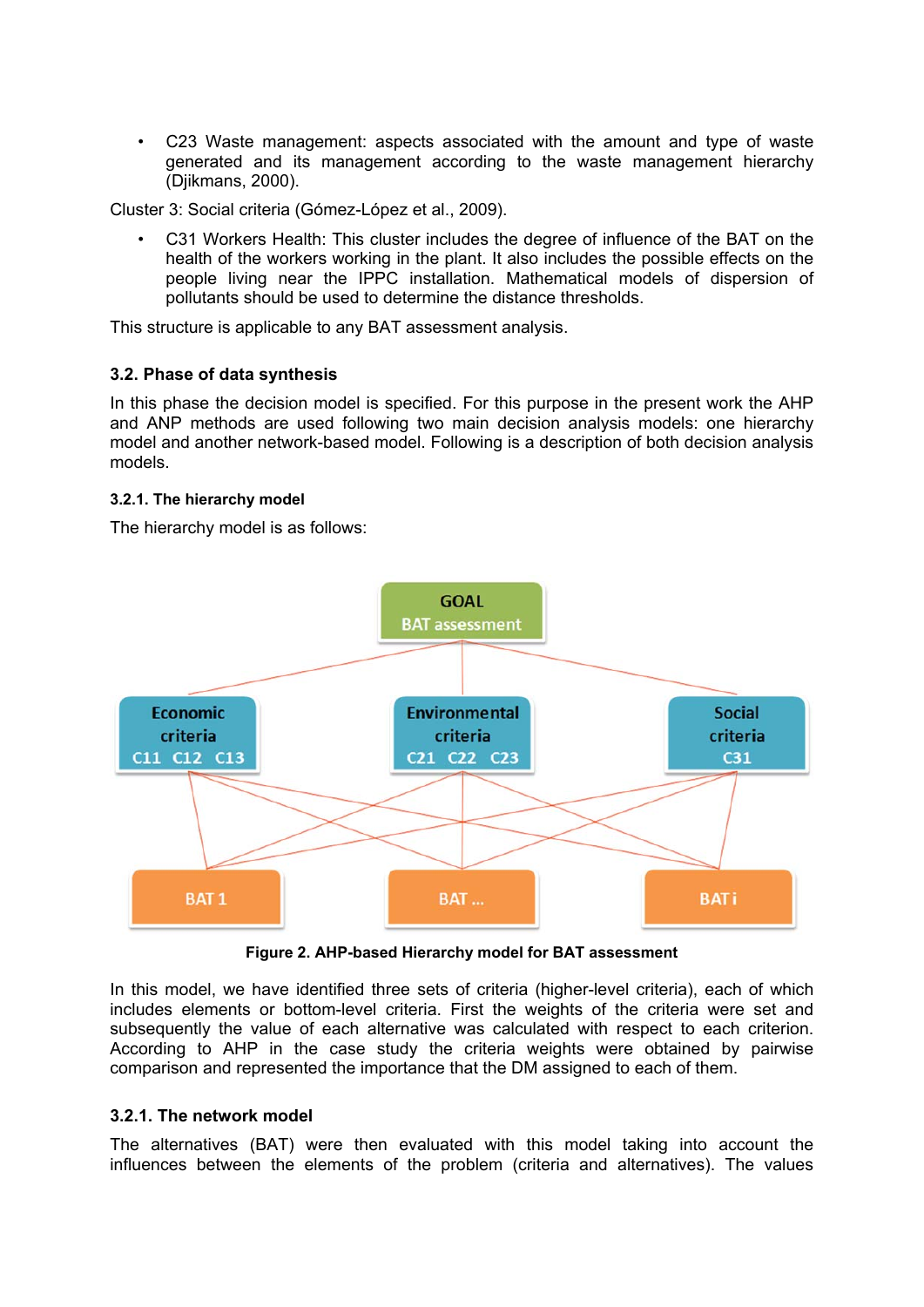- C23 Waste management: aspects associated with the amount and type of waste generated and its management according to the waste management hierarchy (Djikmans, 2000).

Cluster 3: Social criteria (Gómez-López et al., 2009).

- C31 Workers Health: This cluster includes the degree of influence of the BAT on the health of the workers working in the plant. It also includes the possible effects on the people living near the IPPC installation. Mathematical models of dispersion of pollutants should be used to determine the distance thresholds.

This structure is applicable to any BAT assessment analysis.

### 3.2. Phase of data synthesis

In this phase the decision model is specified. For this purpose in the present work the AHP and ANP methods are used following two main decision analysis models: one hierarchy model and another network-based model. Following is a description of both decision analysis models.

#### 3.2.1. The hierarchy model

The hierarchy model is as follows:

**Figure 2. AHP-based Hierarchy model for BAT assessment**

In this model, we have identified three sets of criteria (higher-level criteria), each of which includes elements or bottom-level criteria. First the weights of the criteria were set and subsequently the value of each alternative was calculated with respect to each criterion. According to AHP in the case study the criteria weights were obtained by pairwise comparison and represented the importance that the DM assigned to each of them.

#### 3.2.1. The network model

The alternatives (BAT) were then evaluated with this model taking into account the influences between the elements of the problem (criteria and alternatives). The values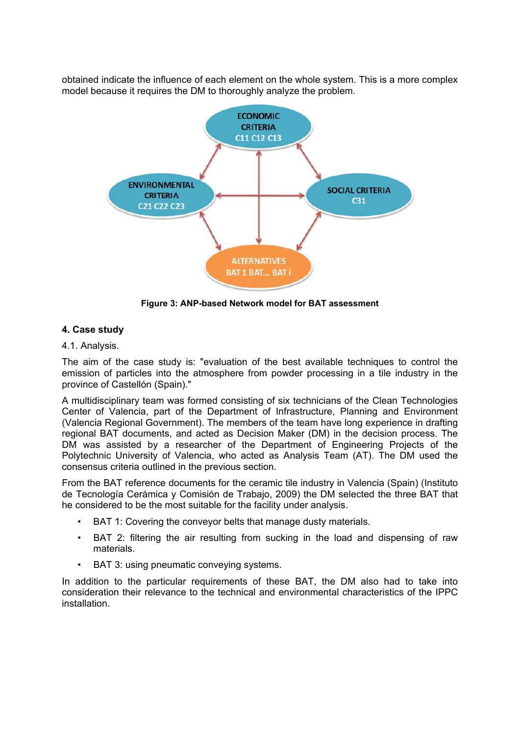obtained indicate the influence of each element on the whole system. This is a more complex model because it requires the DM to thoroughly analyze the problem.

**Figure 3: ANP-based Network model for BAT assessment**

## 4. Case study

4.1. Analysis.

The aim of the case study is: "evaluation of the best available techniques to control the emission of particles into the atmosphere from powder processing in a tile industry in the province of Castellón (Spain)."

A multidisciplinary team was formed consisting of six technicians of the Clean Technologies Center of Valencia, part of the Department of Infrastructure, Planning and Environment (Valencia Regional Government). The members of the team have long experience in drafting regional BAT documents, and acted as Decision Maker (DM) in the decision process. The DM was assisted by a researcher of the Department of Engineering Projects of the Polytechnic University of Valencia, who acted as Analysis Team (AT). The DM used the consensus criteria outlined in the previous section.

From the BAT reference documents for the ceramic tile industry in Valencia (Spain) (Instituto de Tecnología Cerámica y Comisión de Trabajo, 2009) the DM selected the three BAT that he considered to be the most suitable for the facility under analysis.

- BAT 1: Covering the conveyor belts that manage dusty materials.
- BAT 2: filtering the air resulting from sucking in the load and dispensing of raw materials.
- BAT 3: using pneumatic conveying systems.

In addition to the particular requirements of these BAT, the DM also had to take into consideration their relevance to the technical and environmental characteristics of the IPPC installation.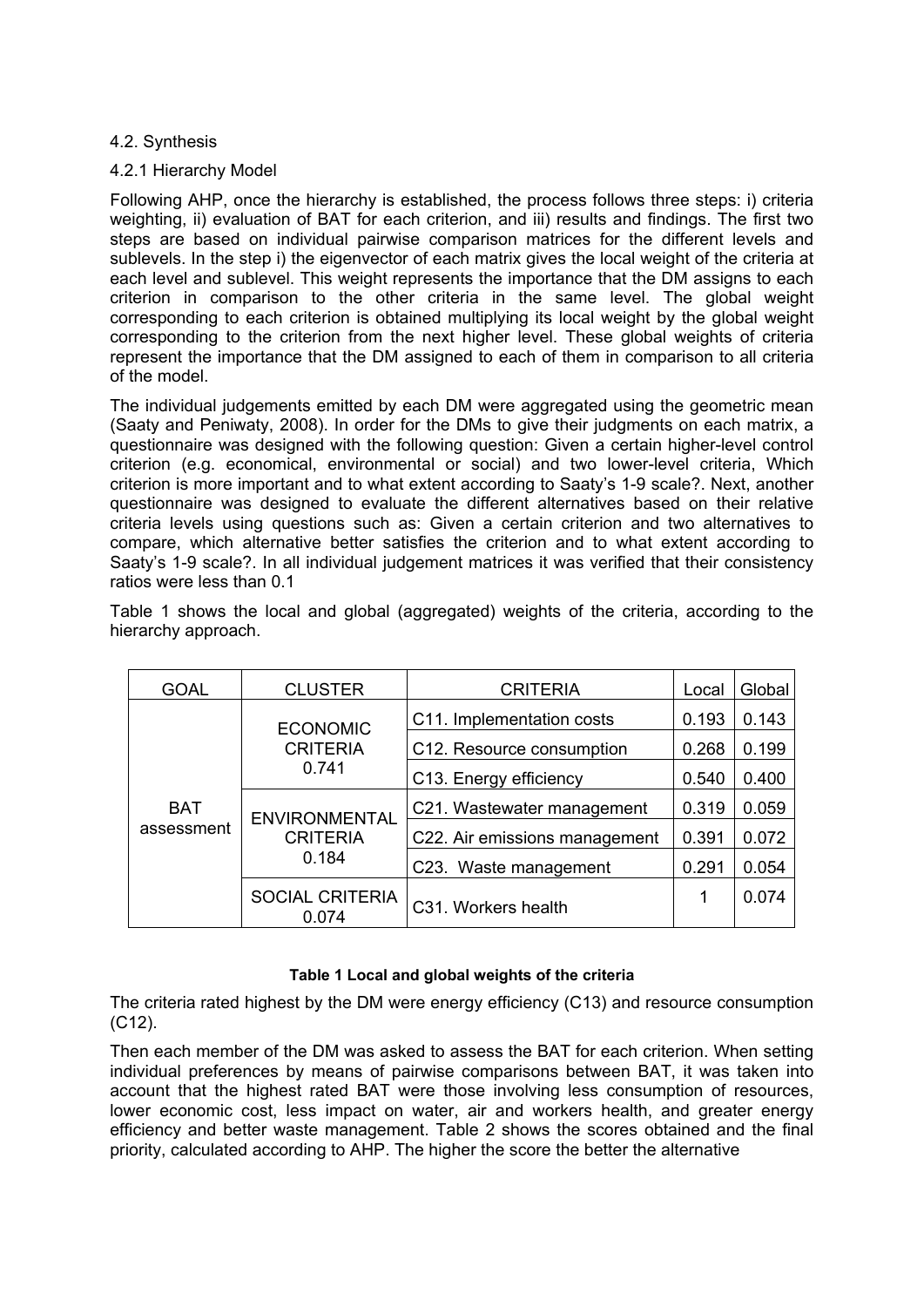### 4.2. Synthesis

#### 4.2.1 Hierarchy Model

Following AHP, once the hierarchy is established, the process follows three steps: i) criteria weighting, ii) evaluation of BAT for each criterion, and iii) results and findings. The first two steps are based on individual pairwise comparison matrices for the different levels and sublevels. In the step i) the eigenvector of each matrix gives the local weight of the criteria at each level and sublevel. This weight represents the importance that the DM assigns to each criterion in comparison to the other criteria in the same level. The global weight corresponding to each criterion is obtained multiplying its local weight by the global weight corresponding to the criterion from the next higher level. These global weights of criteria represent the importance that the DM assigned to each of them in comparison to all criteria of the model.

The individual judgements emitted by each DM were aggregated using the geometric mean (Saaty and Peniwaty, 2008). In order for the DMs to give their judgments on each matrix, a questionnaire was designed with the following question: Given a certain higher-level control criterion (e.g. economical, environmental or social) and two lower-level criteria, Which criterion is more important and to what extent according to Saaty's 1-9 scale?. Next, another questionnaire was designed to evaluate the different alternatives based on their relative criteria levels using questions such as: Given a certain criterion and two alternatives to compare, which alternative better satisfies the criterion and to what extent according to Saaty's 1-9 scale?. In all individual judgement matrices it was verified that their consistency ratios were less than 0.1

Table 1 shows the local and global (aggregated) weights of the criteria, according to the hierarchy approach.

| GOAL | CLUSTER | CRITERIA | Local | Global |
|---|---|---|---|---|
| BAT assessment | ECONOMIC CRITERIA 0.741 | C11. Implementation costs | 0.193 | 0.143 |
| | | C12. Resource consumption | 0.268 | 0.199 |
| | | C13. Energy efficiency | 0.540 | 0.400 |
| | ENVIRONMENTAL CRITERIA 0.184 | C21. Wastewater management | 0.319 | 0.059 |
| | | C22. Air emissions management | 0.391 | 0.072 |
| | | C23. Waste management | 0.291 | 0.054 |
| | SOCIAL CRITERIA 0.074 | C31. Workers health | 1 | 0.074 |

**Table 1 Local and global weights of the criteria**

The criteria rated highest by the DM were energy efficiency (C13) and resource consumption (C12).

Then each member of the DM was asked to assess the BAT for each criterion. When setting individual preferences by means of pairwise comparisons between BAT, it was taken into account that the highest rated BAT were those involving less consumption of resources, lower economic cost, less impact on water, air and workers health, and greater energy efficiency and better waste management. Table 2 shows the scores obtained and the final priority, calculated according to AHP. The higher the score the better the alternative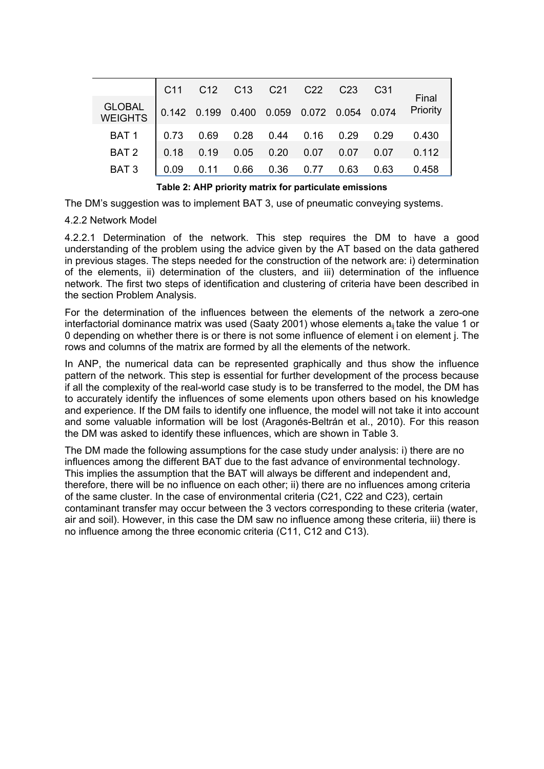|  | C11 | C12 | C13 | C21 | C22 | C23 | C31 | Final Priority |
|---|---|---|---|---|---|---|---|---|
| GLOBAL WEIGHTS | 0.142 | 0.199 | 0.400 | 0.059 | 0.072 | 0.054 | 0.074 |  |
| BAT 1 | 0.73 | 0.69 | 0.28 | 0.44 | 0.16 | 0.29 | 0.29 | 0.430 |
| BAT 2 | 0.18 | 0.19 | 0.05 | 0.20 | 0.07 | 0.07 | 0.07 | 0.112 |
| BAT 3 | 0.09 | 0.11 | 0.66 | 0.36 | 0.77 | 0.63 | 0.63 | 0.458 |

**Table 2: AHP priority matrix for particulate emissions**

The DM's suggestion was to implement BAT 3, use of pneumatic conveying systems.

4.2.2 Network Model

4.2.2.1 Determination of the network. This step requires the DM to have a good understanding of the problem using the advice given by the AT based on the data gathered in previous stages. The steps needed for the construction of the network are: i) determination of the elements, ii) determination of the clusters, and iii) determination of the influence network. The first two steps of identification and clustering of criteria have been described in the section Problem Analysis.

For the determination of the influences between the elements of the network a zero-one interfactorial dominance matrix was used (Saaty 2001) whose elements $a_{ij}$ take the value 1 or 0 depending on whether there is or there is not some influence of element i on element j. The rows and columns of the matrix are formed by all the elements of the network.

In ANP, the numerical data can be represented graphically and thus show the influence pattern of the network. This step is essential for further development of the process because if all the complexity of the real-world case study is to be transferred to the model, the DM has to accurately identify the influences of some elements upon others based on his knowledge and experience. If the DM fails to identify one influence, the model will not take it into account and some valuable information will be lost (Aragonés-Beltrán et al., 2010). For this reason the DM was asked to identify these influences, which are shown in Table 3.

The DM made the following assumptions for the case study under analysis: i) there are no influences among the different BAT due to the fast advance of environmental technology. This implies the assumption that the BAT will always be different and independent and, therefore, there will be no influence on each other; ii) there are no influences among criteria of the same cluster. In the case of environmental criteria (C21, C22 and C23), certain contaminant transfer may occur between the 3 vectors corresponding to these criteria (water, air and soil). However, in this case the DM saw no influence among these criteria, iii) there is no influence among the three economic criteria (C11, C12 and C13).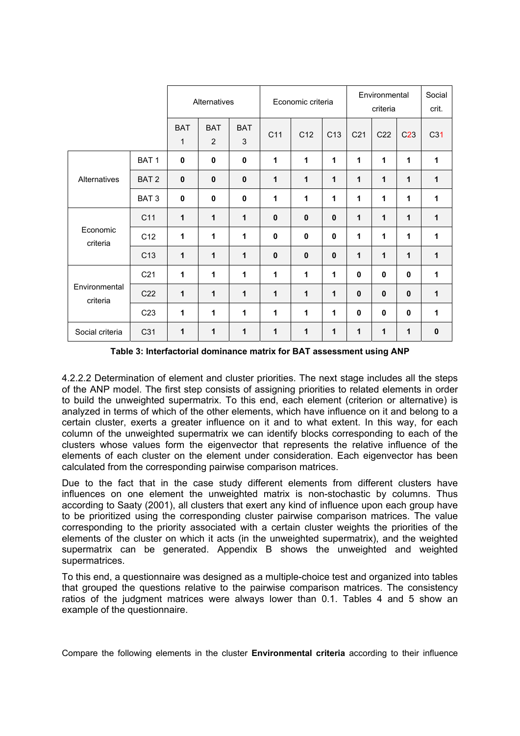| | | Alternatives | | | Economic criteria | | | Environmental criteria | | | Social crit. |
|---|---|---|---|---|---|---|---|---|---|---|---|
| | | BAT 1 | BAT 2 | BAT 3 | C11 | C12 | C13 | C21 | C22 | C23 | C31 |
| Alternatives | BAT 1 | **0** | **0** | **0** | **1** | **1** | **1** | **1** | **1** | **1** | **1** |
| | BAT 2 | **0** | **0** | **0** | **1** | **1** | **1** | **1** | **1** | **1** | **1** |
| | BAT 3 | **0** | **0** | **0** | **1** | **1** | **1** | **1** | **1** | **1** | **1** |
| Economic criteria | C11 | **1** | **1** | **1** | **0** | **0** | **0** | **1** | **1** | **1** | **1** |
| | C12 | **1** | **1** | **1** | **0** | **0** | **0** | **1** | **1** | **1** | **1** |
| | C13 | **1** | **1** | **1** | **0** | **0** | **0** | **1** | **1** | **1** | **1** |
| Environmental criteria | C21 | **1** | **1** | **1** | **1** | **1** | **1** | **0** | **0** | **0** | **1** |
| | C22 | **1** | **1** | **1** | **1** | **1** | **1** | **0** | **0** | **0** | **1** |
| | C23 | **1** | **1** | **1** | **1** | **1** | **1** | **0** | **0** | **0** | **1** |
| Social criteria | C31 | **1** | **1** | **1** | **1** | **1** | **1** | **1** | **1** | **1** | **0** |

**Table 3: Interfactorial dominance matrix for BAT assessment using ANP**

4.2.2.2 Determination of element and cluster priorities. The next stage includes all the steps of the ANP model. The first step consists of assigning priorities to related elements in order to build the unweighted supermatrix. To this end, each element (criterion or alternative) is analyzed in terms of which of the other elements, which have influence on it and belong to a certain cluster, exerts a greater influence on it and to what extent. In this way, for each column of the unweighted supermatrix we can identify blocks corresponding to each of the clusters whose values form the eigenvector that represents the relative influence of the elements of each cluster on the element under consideration. Each eigenvector has been calculated from the corresponding pairwise comparison matrices.

Due to the fact that in the case study different elements from different clusters have influences on one element the unweighted matrix is non-stochastic by columns. Thus according to Saaty (2001), all clusters that exert any kind of influence upon each group have to be prioritized using the corresponding cluster pairwise comparison matrices. The value corresponding to the priority associated with a certain cluster weights the priorities of the elements of the cluster on which it acts (in the unweighted supermatrix), and the weighted supermatrix can be generated. Appendix B shows the unweighted and weighted supermatrices.

To this end, a questionnaire was designed as a multiple-choice test and organized into tables that grouped the questions relative to the pairwise comparison matrices. The consistency ratios of the judgment matrices were always lower than 0.1. Tables 4 and 5 show an example of the questionnaire.

Compare the following elements in the cluster **Environmental criteria** according to their influence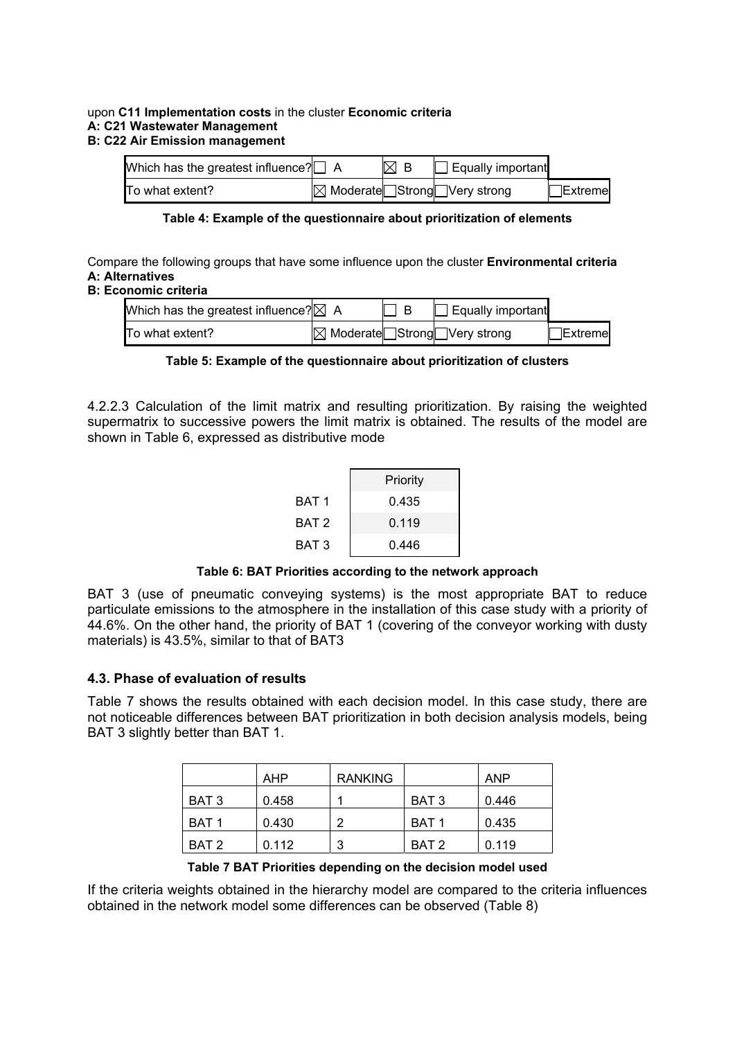upon **C11 Implementation costs** in the cluster **Economic criteria**
**A: C21 Wastewater Management**
**B: C22 Air Emission management**

| Which has the greatest influence? | ☐ A | ☒ B | ☐ Equally important | |
|---|---|---|---|---|
| To what extent? | ☒ Moderate | ☐ Strong | ☐ Very strong | ☐ Extreme |

**Table 4: Example of the questionnaire about prioritization of elements**

Compare the following groups that have some influence upon the cluster **Environmental criteria**
**A: Alternatives**
**B: Economic criteria**

| Which has the greatest influence? | ☒ A | ☐ B | ☐ Equally important | |
|---|---|---|---|---|
| To what extent? | ☒ Moderate | ☐ Strong | ☐ Very strong | ☐ Extreme |

**Table 5: Example of the questionnaire about prioritization of clusters**

4.2.2.3 Calculation of the limit matrix and resulting prioritization. By raising the weighted supermatrix to successive powers the limit matrix is obtained. The results of the model are shown in Table 6, expressed as distributive mode

| | Priority |
|---|---|
| BAT 1 | 0.435 |
| BAT 2 | 0.119 |
| BAT 3 | 0.446 |

**Table 6: BAT Priorities according to the network approach**

BAT 3 (use of pneumatic conveying systems) is the most appropriate BAT to reduce particulate emissions to the atmosphere in the installation of this case study with a priority of 44.6%. On the other hand, the priority of BAT 1 (covering of the conveyor working with dusty materials) is 43.5%, similar to that of BAT3

## 4.3. Phase of evaluation of results

Table 7 shows the results obtained with each decision model. In this case study, there are not noticeable differences between BAT prioritization in both decision analysis models, being BAT 3 slightly better than BAT 1.

| | AHP | RANKING | | ANP |
|---|---|---|---|---|
| BAT 3 | 0.458 | 1 | BAT 3 | 0.446 |
| BAT 1 | 0.430 | 2 | BAT 1 | 0.435 |
| BAT 2 | 0.112 | 3 | BAT 2 | 0.119 |

**Table 7 BAT Priorities depending on the decision model used**

If the criteria weights obtained in the hierarchy model are compared to the criteria influences obtained in the network model some differences can be observed (Table 8)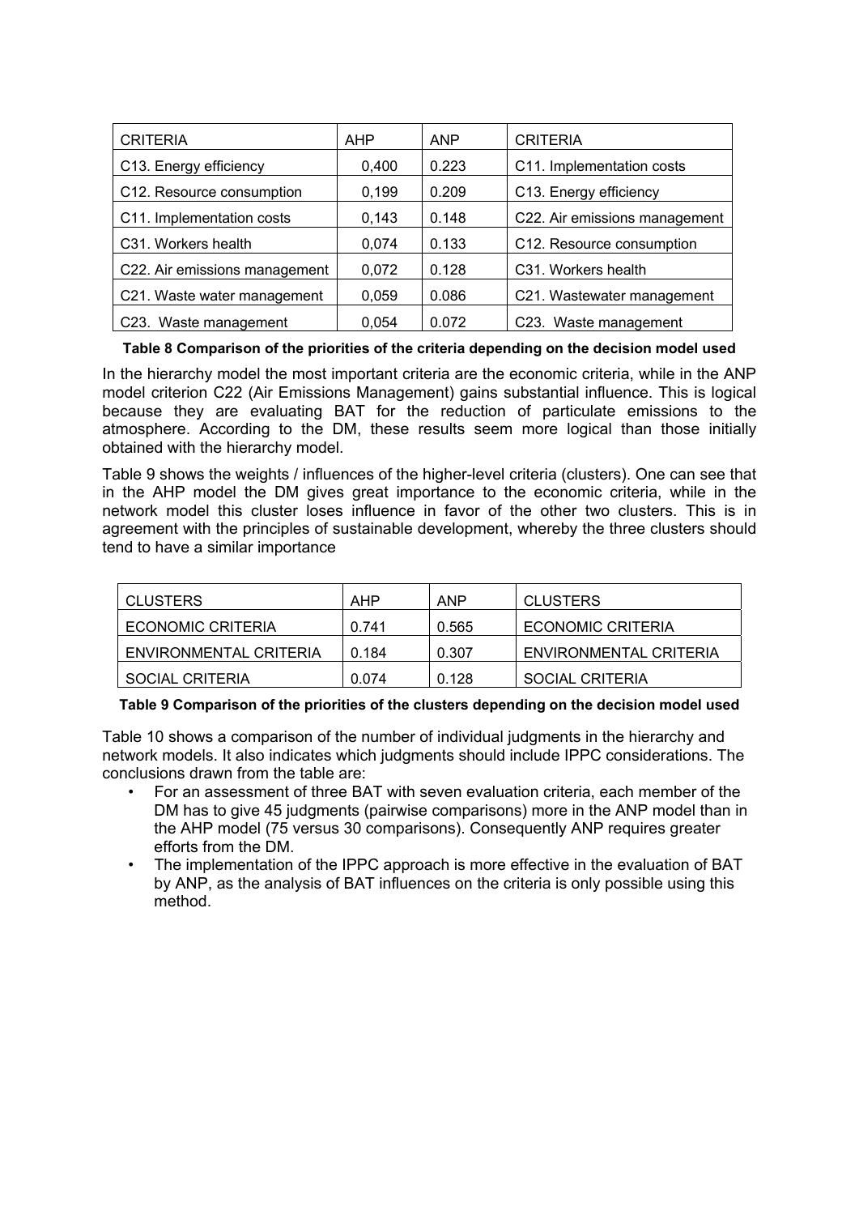| CRITERIA | AHP | ANP | CRITERIA |
|---|---|---|---|
| C13. Energy efficiency | 0,400 | 0.223 | C11. Implementation costs |
| C12. Resource consumption | 0,199 | 0.209 | C13. Energy efficiency |
| C11. Implementation costs | 0,143 | 0.148 | C22. Air emissions management |
| C31. Workers health | 0,074 | 0.133 | C12. Resource consumption |
| C22. Air emissions management | 0,072 | 0.128 | C31. Workers health |
| C21. Waste water management | 0,059 | 0.086 | C21. Wastewater management |
| C23. Waste management | 0,054 | 0.072 | C23. Waste management |

**Table 8 Comparison of the priorities of the criteria depending on the decision model used**

In the hierarchy model the most important criteria are the economic criteria, while in the ANP model criterion C22 (Air Emissions Management) gains substantial influence. This is logical because they are evaluating BAT for the reduction of particulate emissions to the atmosphere. According to the DM, these results seem more logical than those initially obtained with the hierarchy model.

Table 9 shows the weights / influences of the higher-level criteria (clusters). One can see that in the AHP model the DM gives great importance to the economic criteria, while in the network model this cluster loses influence in favor of the other two clusters. This is in agreement with the principles of sustainable development, whereby the three clusters should tend to have a similar importance

| CLUSTERS | AHP | ANP | CLUSTERS |
|---|---|---|---|
| ECONOMIC CRITERIA | 0.741 | 0.565 | ECONOMIC CRITERIA |
| ENVIRONMENTAL CRITERIA | 0.184 | 0.307 | ENVIRONMENTAL CRITERIA |
| SOCIAL CRITERIA | 0.074 | 0.128 | SOCIAL CRITERIA |

**Table 9 Comparison of the priorities of the clusters depending on the decision model used**

Table 10 shows a comparison of the number of individual judgments in the hierarchy and network models. It also indicates which judgments should include IPPC considerations. The conclusions drawn from the table are:

- For an assessment of three BAT with seven evaluation criteria, each member of the DM has to give 45 judgments (pairwise comparisons) more in the ANP model than in the AHP model (75 versus 30 comparisons). Consequently ANP requires greater efforts from the DM.
- The implementation of the IPPC approach is more effective in the evaluation of BAT by ANP, as the analysis of BAT influences on the criteria is only possible using this method.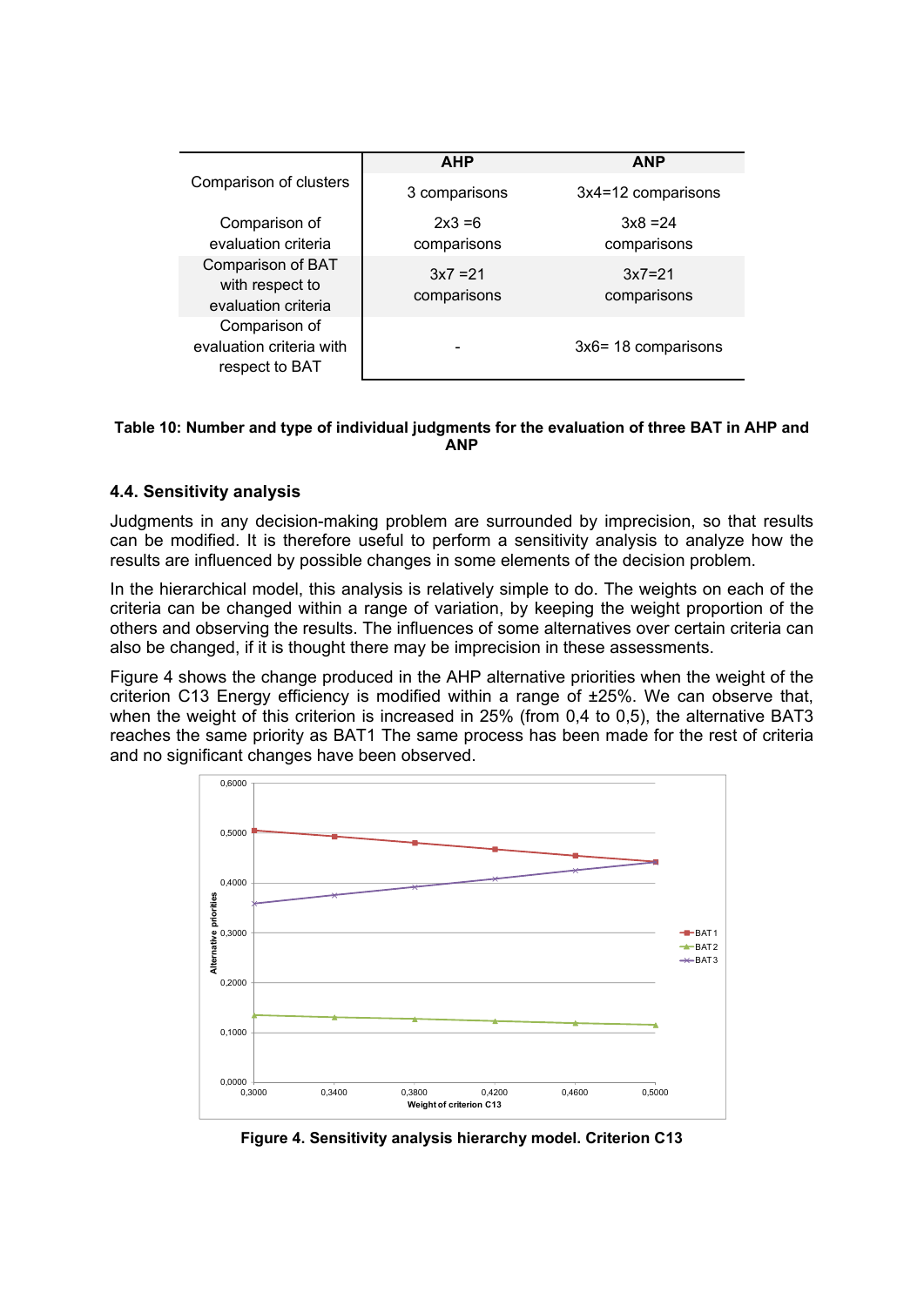| | AHP | ANP |
|---|---|---|
| Comparison of clusters | 3 comparisons | 3x4=12 comparisons |
| Comparison of evaluation criteria | 2x3 =6 comparisons | 3x8 =24 comparisons |
| Comparison of BAT with respect to evaluation criteria | 3x7 =21 comparisons | 3x7=21 comparisons |
| Comparison of evaluation criteria with respect to BAT | - | 3x6= 18 comparisons |

**Table 10: Number and type of individual judgments for the evaluation of three BAT in AHP and ANP**

### 4.4. Sensitivity analysis

Judgments in any decision-making problem are surrounded by imprecision, so that results can be modified. It is therefore useful to perform a sensitivity analysis to analyze how the results are influenced by possible changes in some elements of the decision problem.

In the hierarchical model, this analysis is relatively simple to do. The weights on each of the criteria can be changed within a range of variation, by keeping the weight proportion of the others and observing the results. The influences of some alternatives over certain criteria can also be changed, if it is thought there may be imprecision in these assessments.

Figure 4 shows the change produced in the AHP alternative priorities when the weight of the criterion C13 Energy efficiency is modified within a range of ±25%. We can observe that, when the weight of this criterion is increased in 25% (from 0,4 to 0,5), the alternative BAT3 reaches the same priority as BAT1 The same process has been made for the rest of criteria and no significant changes have been observed.

**Figure 4. Sensitivity analysis hierarchy model. Criterion C13**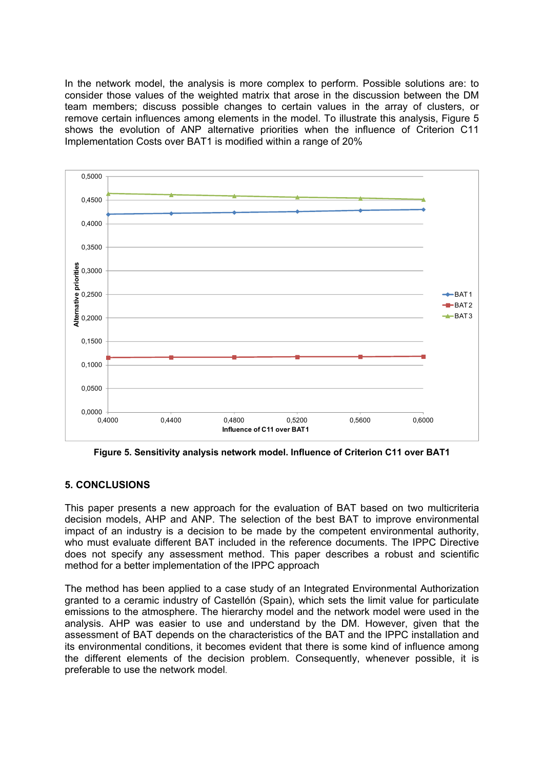In the network model, the analysis is more complex to perform. Possible solutions are: to consider those values of the weighted matrix that arose in the discussion between the DM team members; discuss possible changes to certain values in the array of clusters, or remove certain influences among elements in the model. To illustrate this analysis, Figure 5 shows the evolution of ANP alternative priorities when the influence of Criterion C11 Implementation Costs over BAT1 is modified within a range of 20%

**Figure 5. Sensitivity analysis network model. Influence of Criterion C11 over BAT1**

## 5. CONCLUSIONS

This paper presents a new approach for the evaluation of BAT based on two multicriteria decision models, AHP and ANP. The selection of the best BAT to improve environmental impact of an industry is a decision to be made by the competent environmental authority, who must evaluate different BAT included in the reference documents. The IPPC Directive does not specify any assessment method. This paper describes a robust and scientific method for a better implementation of the IPPC approach

The method has been applied to a case study of an Integrated Environmental Authorization granted to a ceramic industry of Castellón (Spain), which sets the limit value for particulate emissions to the atmosphere. The hierarchy model and the network model were used in the analysis. AHP was easier to use and understand by the DM. However, given that the assessment of BAT depends on the characteristics of the BAT and the IPPC installation and its environmental conditions, it becomes evident that there is some kind of influence among the different elements of the decision problem. Consequently, whenever possible, it is preferable to use the network model.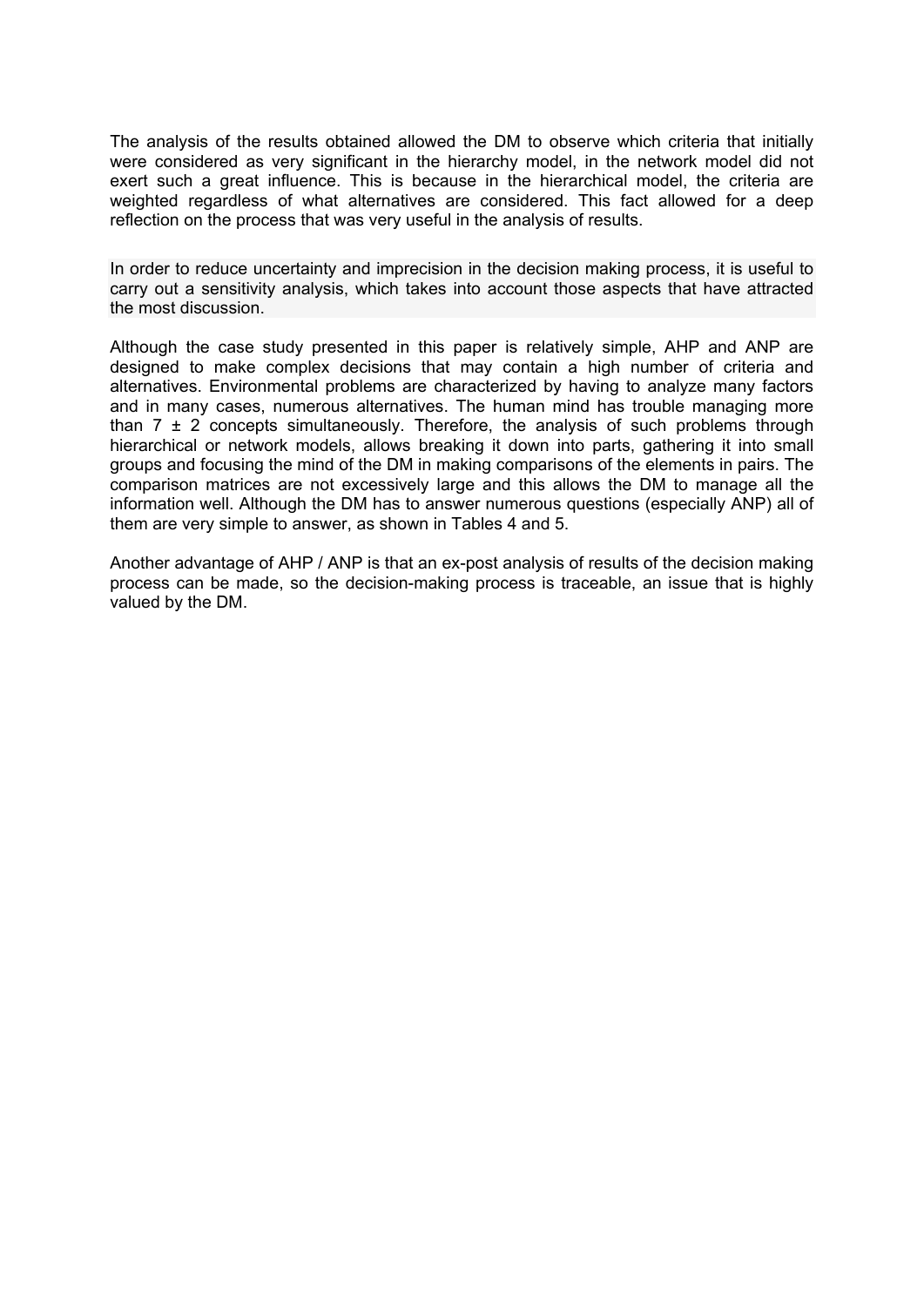The analysis of the results obtained allowed the DM to observe which criteria that initially were considered as very significant in the hierarchy model, in the network model did not exert such a great influence. This is because in the hierarchical model, the criteria are weighted regardless of what alternatives are considered. This fact allowed for a deep reflection on the process that was very useful in the analysis of results.

In order to reduce uncertainty and imprecision in the decision making process, it is useful to carry out a sensitivity analysis, which takes into account those aspects that have attracted the most discussion.

Although the case study presented in this paper is relatively simple, AHP and ANP are designed to make complex decisions that may contain a high number of criteria and alternatives. Environmental problems are characterized by having to analyze many factors and in many cases, numerous alternatives. The human mind has trouble managing more than $7 \pm 2$ concepts simultaneously. Therefore, the analysis of such problems through hierarchical or network models, allows breaking it down into parts, gathering it into small groups and focusing the mind of the DM in making comparisons of the elements in pairs. The comparison matrices are not excessively large and this allows the DM to manage all the information well. Although the DM has to answer numerous questions (especially ANP) all of them are very simple to answer, as shown in Tables 4 and 5.

Another advantage of AHP / ANP is that an ex-post analysis of results of the decision making process can be made, so the decision-making process is traceable, an issue that is highly valued by the DM.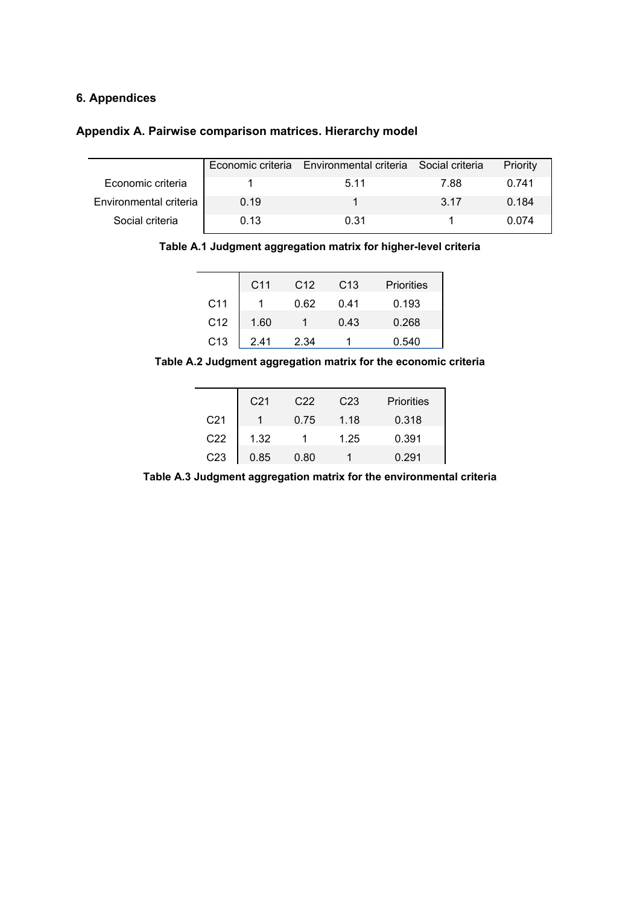# 6. Appendices

## Appendix A. Pairwise comparison matrices. Hierarchy model

|  | Economic criteria | Environmental criteria | Social criteria | Priority |
|---|---|---|---|---|
| Economic criteria | 1 | 5.11 | 7.88 | 0.741 |
| Environmental criteria | 0.19 | 1 | 3.17 | 0.184 |
| Social criteria | 0.13 | 0.31 | 1 | 0.074 |

**Table A.1 Judgment aggregation matrix for higher-level criteria**

|  | C11 | C12 | C13 | Priorities |
|---|---|---|---|---|
| C11 | 1 | 0.62 | 0.41 | 0.193 |
| C12 | 1.60 | 1 | 0.43 | 0.268 |
| C13 | 2.41 | 2.34 | 1 | 0.540 |

**Table A.2 Judgment aggregation matrix for the economic criteria**

|  | C21 | C22 | C23 | Priorities |
|---|---|---|---|---|
| C21 | 1 | 0.75 | 1.18 | 0.318 |
| C22 | 1.32 | 1 | 1.25 | 0.391 |
| C23 | 0.85 | 0.80 | 1 | 0.291 |

**Table A.3 Judgment aggregation matrix for the environmental criteria**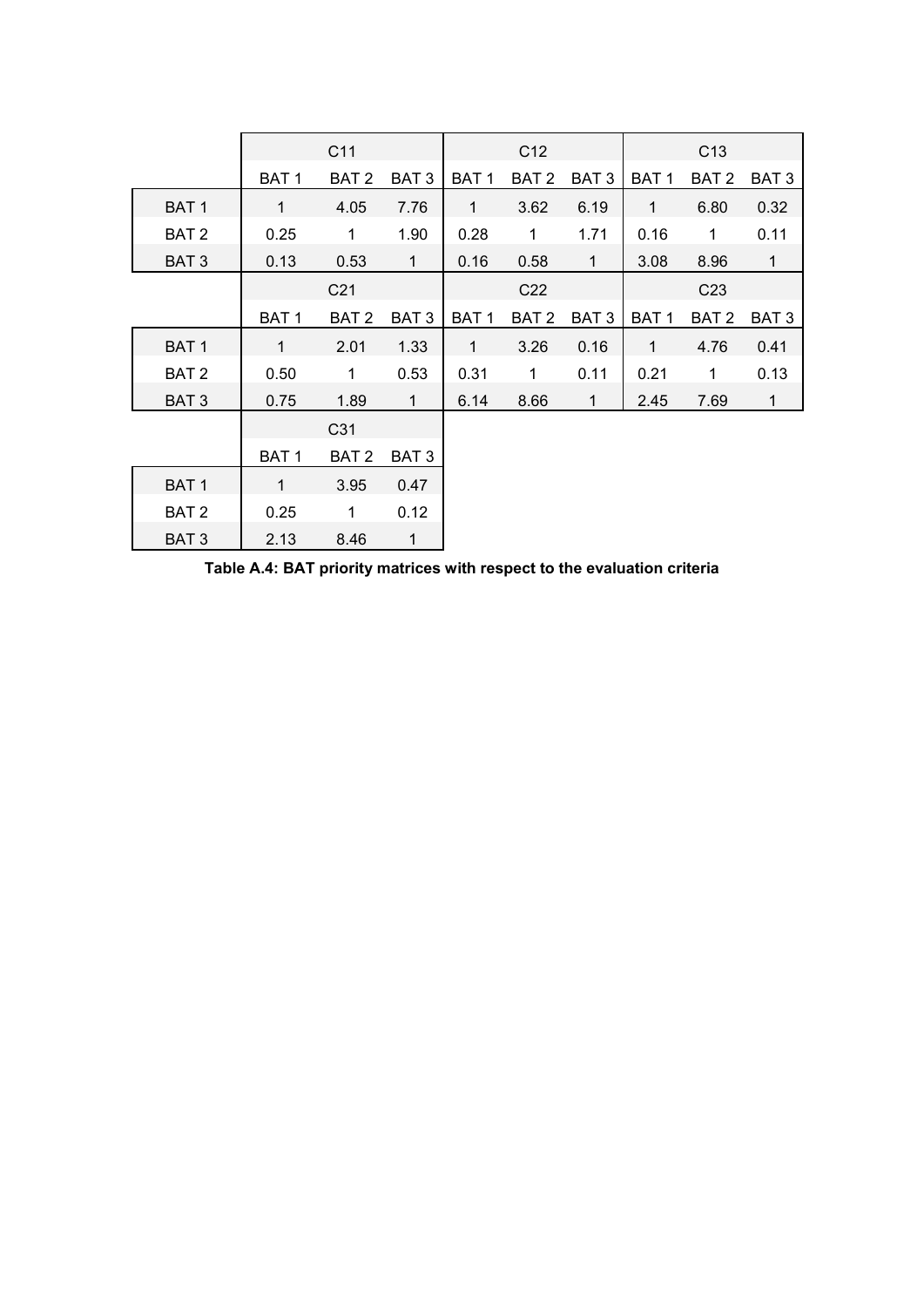| | C11 | | | C12 | | | C13 | | |
|---|---|---|---|---|---|---|---|---|---|
| | BAT 1 | BAT 2 | BAT 3 | BAT 1 | BAT 2 | BAT 3 | BAT 1 | BAT 2 | BAT 3 |
| BAT 1 | 1 | 4.05 | 7.76 | 1 | 3.62 | 6.19 | 1 | 6.80 | 0.32 |
| BAT 2 | 0.25 | 1 | 1.90 | 0.28 | 1 | 1.71 | 0.16 | 1 | 0.11 |
| BAT 3 | 0.13 | 0.53 | 1 | 0.16 | 0.58 | 1 | 3.08 | 8.96 | 1 |
| | C21 | | | C22 | | | C23 | | |
| | BAT 1 | BAT 2 | BAT 3 | BAT 1 | BAT 2 | BAT 3 | BAT 1 | BAT 2 | BAT 3 |
| BAT 1 | 1 | 2.01 | 1.33 | 1 | 3.26 | 0.16 | 1 | 4.76 | 0.41 |
| BAT 2 | 0.50 | 1 | 0.53 | 0.31 | 1 | 0.11 | 0.21 | 1 | 0.13 |
| BAT 3 | 0.75 | 1.89 | 1 | 6.14 | 8.66 | 1 | 2.45 | 7.69 | 1 |
| | C31 | | | | | | | | |
| | BAT 1 | BAT 2 | BAT 3 | | | | | | |
| BAT 1 | 1 | 3.95 | 0.47 | | | | | | |
| BAT 2 | 0.25 | 1 | 0.12 | | | | | | |
| BAT 3 | 2.13 | 8.46 | 1 | | | | | | |

**Table A.4: BAT priority matrices with respect to the evaluation criteria**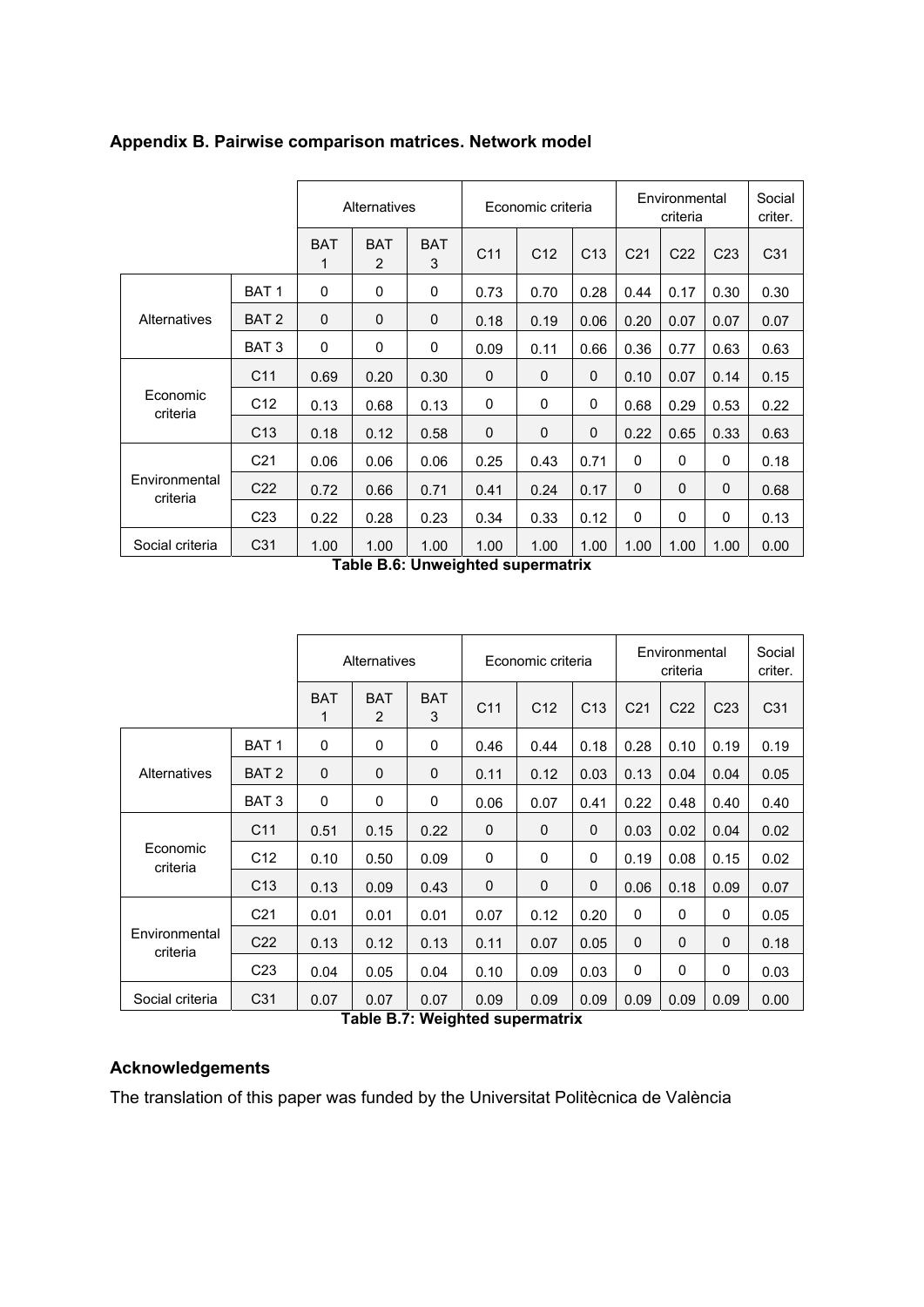## Appendix B. Pairwise comparison matrices. Network model

| | | Alternatives | | | Economic criteria | | | Environmental criteria | | | Social criter. |
|---|---|---|---|---|---|---|---|---|---|---|---|
| | | BAT 1 | BAT 2 | BAT 3 | C11 | C12 | C13 | C21 | C22 | C23 | C31 |
| Alternatives | BAT 1 | 0 | 0 | 0 | 0.73 | 0.70 | 0.28 | 0.44 | 0.17 | 0.30 | 0.30 |
| | BAT 2 | 0 | 0 | 0 | 0.18 | 0.19 | 0.06 | 0.20 | 0.07 | 0.07 | 0.07 |
| | BAT 3 | 0 | 0 | 0 | 0.09 | 0.11 | 0.66 | 0.36 | 0.77 | 0.63 | 0.63 |
| Economic criteria | C11 | 0.69 | 0.20 | 0.30 | 0 | 0 | 0 | 0.10 | 0.07 | 0.14 | 0.15 |
| | C12 | 0.13 | 0.68 | 0.13 | 0 | 0 | 0 | 0.68 | 0.29 | 0.53 | 0.22 |
| | C13 | 0.18 | 0.12 | 0.58 | 0 | 0 | 0 | 0.22 | 0.65 | 0.33 | 0.63 |
| Environmental criteria | C21 | 0.06 | 0.06 | 0.06 | 0.25 | 0.43 | 0.71 | 0 | 0 | 0 | 0.18 |
| | C22 | 0.72 | 0.66 | 0.71 | 0.41 | 0.24 | 0.17 | 0 | 0 | 0 | 0.68 |
| | C23 | 0.22 | 0.28 | 0.23 | 0.34 | 0.33 | 0.12 | 0 | 0 | 0 | 0.13 |
| Social criteria | C31 | 1.00 | 1.00 | 1.00 | 1.00 | 1.00 | 1.00 | 1.00 | 1.00 | 1.00 | 0.00 |

**Table B.6: Unweighted supermatrix**

| | | Alternatives | | | Economic criteria | | | Environmental criteria | | | Social criter. |
|---|---|---|---|---|---|---|---|---|---|---|---|
| | | BAT 1 | BAT 2 | BAT 3 | C11 | C12 | C13 | C21 | C22 | C23 | C31 |
| Alternatives | BAT 1 | 0 | 0 | 0 | 0.46 | 0.44 | 0.18 | 0.28 | 0.10 | 0.19 | 0.19 |
| | BAT 2 | 0 | 0 | 0 | 0.11 | 0.12 | 0.03 | 0.13 | 0.04 | 0.04 | 0.05 |
| | BAT 3 | 0 | 0 | 0 | 0.06 | 0.07 | 0.41 | 0.22 | 0.48 | 0.40 | 0.40 |
| Economic criteria | C11 | 0.51 | 0.15 | 0.22 | 0 | 0 | 0 | 0.03 | 0.02 | 0.04 | 0.02 |
| | C12 | 0.10 | 0.50 | 0.09 | 0 | 0 | 0 | 0.19 | 0.08 | 0.15 | 0.02 |
| | C13 | 0.13 | 0.09 | 0.43 | 0 | 0 | 0 | 0.06 | 0.18 | 0.09 | 0.07 |
| Environmental criteria | C21 | 0.01 | 0.01 | 0.01 | 0.07 | 0.12 | 0.20 | 0 | 0 | 0 | 0.05 |
| | C22 | 0.13 | 0.12 | 0.13 | 0.11 | 0.07 | 0.05 | 0 | 0 | 0 | 0.18 |
| | C23 | 0.04 | 0.05 | 0.04 | 0.10 | 0.09 | 0.03 | 0 | 0 | 0 | 0.03 |
| Social criteria | C31 | 0.07 | 0.07 | 0.07 | 0.09 | 0.09 | 0.09 | 0.09 | 0.09 | 0.09 | 0.00 |

**Table B.7: Weighted supermatrix**

### Acknowledgements

The translation of this paper was funded by the Universitat Politècnica de València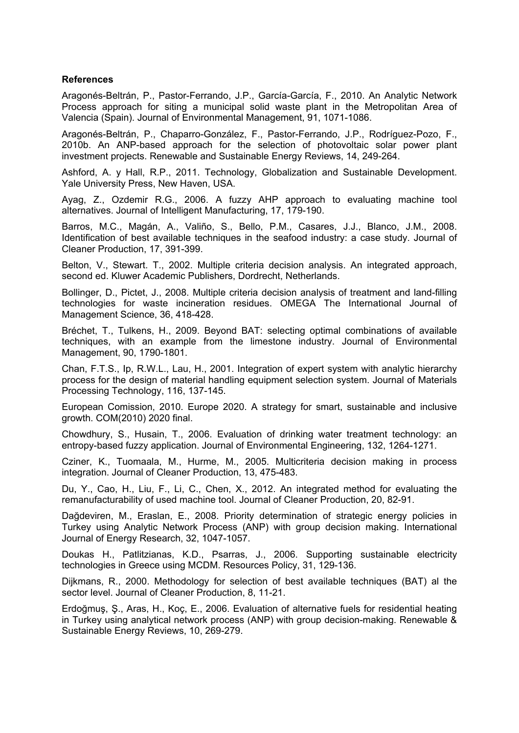**References**

Aragonés-Beltrán, P., Pastor-Ferrando, J.P., García-García, F., 2010. An Analytic Network Process approach for siting a municipal solid waste plant in the Metropolitan Area of Valencia (Spain). Journal of Environmental Management, 91, 1071-1086.

Aragonés-Beltrán, P., Chaparro-González, F., Pastor-Ferrando, J.P., Rodríguez-Pozo, F., 2010b. An ANP-based approach for the selection of photovoltaic solar power plant investment projects. Renewable and Sustainable Energy Reviews, 14, 249-264.

Ashford, A. y Hall, R.P., 2011. Technology, Globalization and Sustainable Development. Yale University Press, New Haven, USA.

Ayag, Z., Ozdemir R.G., 2006. A fuzzy AHP approach to evaluating machine tool alternatives. Journal of Intelligent Manufacturing, 17, 179-190.

Barros, M.C., Magán, A., Valiño, S., Bello, P.M., Casares, J.J., Blanco, J.M., 2008. Identification of best available techniques in the seafood industry: a case study. Journal of Cleaner Production, 17, 391-399.

Belton, V., Stewart. T., 2002. Multiple criteria decision analysis. An integrated approach, second ed. Kluwer Academic Publishers, Dordrecht, Netherlands.

Bollinger, D., Pictet, J., 2008. Multiple criteria decision analysis of treatment and land-filling technologies for waste incineration residues. OMEGA The International Journal of Management Science, 36, 418-428.

Bréchet, T., Tulkens, H., 2009. Beyond BAT: selecting optimal combinations of available techniques, with an example from the limestone industry. Journal of Environmental Management, 90, 1790-1801.

Chan, F.T.S., Ip, R.W.L., Lau, H., 2001. Integration of expert system with analytic hierarchy process for the design of material handling equipment selection system. Journal of Materials Processing Technology, 116, 137-145.

European Comission, 2010. Europe 2020. A strategy for smart, sustainable and inclusive growth. COM(2010) 2020 final.

Chowdhury, S., Husain, T., 2006. Evaluation of drinking water treatment technology: an entropy-based fuzzy application. Journal of Environmental Engineering, 132, 1264-1271.

Cziner, K., Tuomaala, M., Hurme, M., 2005. Multicriteria decision making in process integration. Journal of Cleaner Production, 13, 475-483.

Du, Y., Cao, H., Liu, F., Li, C., Chen, X., 2012. An integrated method for evaluating the remanufacturability of used machine tool. Journal of Cleaner Production, 20, 82-91.

Dağdeviren, M., Eraslan, E., 2008. Priority determination of strategic energy policies in Turkey using Analytic Network Process (ANP) with group decision making. International Journal of Energy Research, 32, 1047-1057.

Doukas H., Patlitzianas, K.D., Psarras, J., 2006. Supporting sustainable electricity technologies in Greece using MCDM. Resources Policy, 31, 129-136.

Dijkmans, R., 2000. Methodology for selection of best available techniques (BAT) al the sector level. Journal of Cleaner Production, 8, 11-21.

Erdoğmuş, Ş., Aras, H., Koç, E., 2006. Evaluation of alternative fuels for residential heating in Turkey using analytical network process (ANP) with group decision-making. Renewable & Sustainable Energy Reviews, 10, 269-279.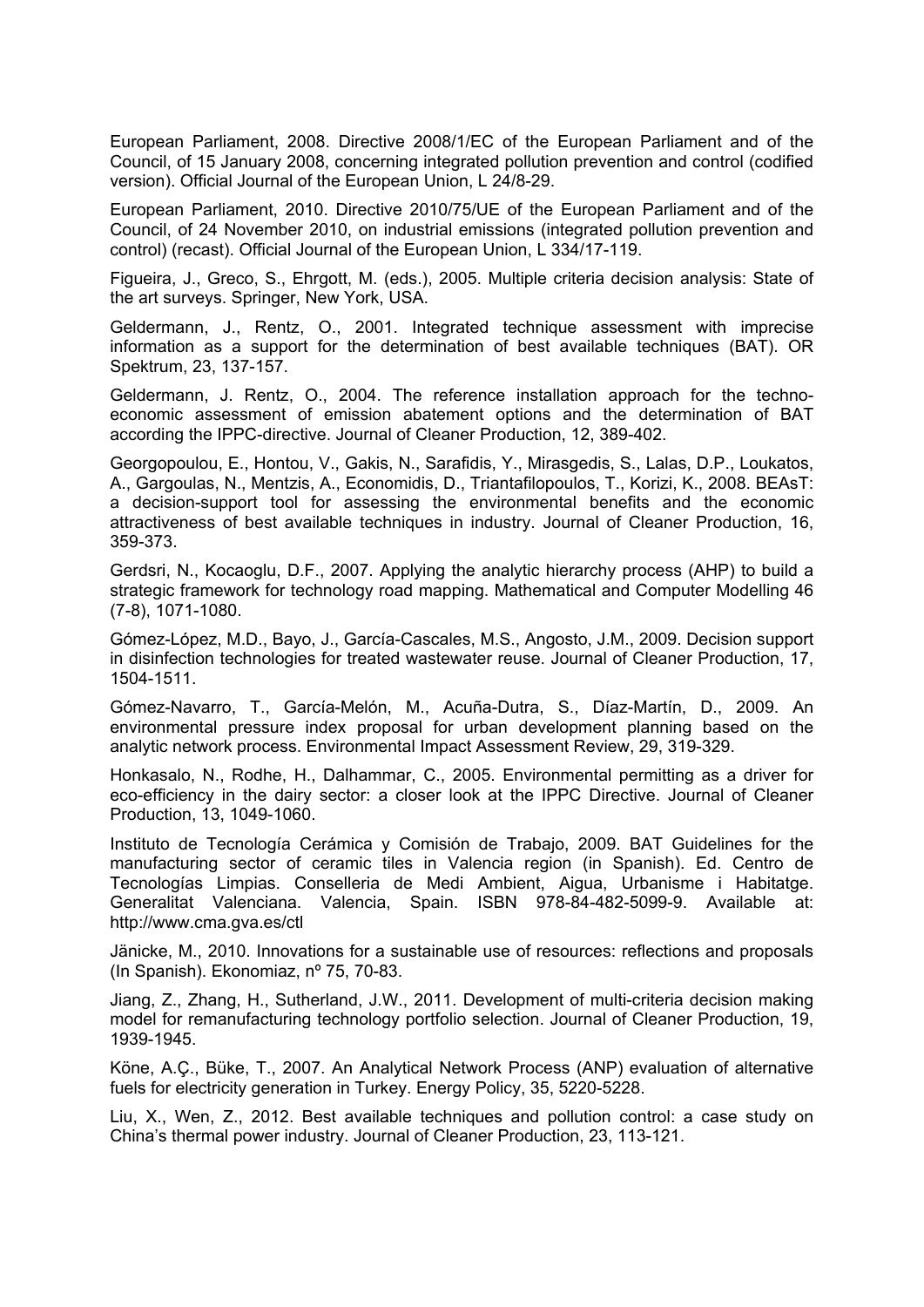European Parliament, 2008. Directive 2008/1/EC of the European Parliament and of the Council, of 15 January 2008, concerning integrated pollution prevention and control (codified version). Official Journal of the European Union, L 24/8-29.

European Parliament, 2010. Directive 2010/75/UE of the European Parliament and of the Council, of 24 November 2010, on industrial emissions (integrated pollution prevention and control) (recast). Official Journal of the European Union, L 334/17-119.

Figueira, J., Greco, S., Ehrgott, M. (eds.), 2005. Multiple criteria decision analysis: State of the art surveys. Springer, New York, USA.

Geldermann, J., Rentz, O., 2001. Integrated technique assessment with imprecise information as a support for the determination of best available techniques (BAT). OR Spektrum, 23, 137-157.

Geldermann, J. Rentz, O., 2004. The reference installation approach for the techno-economic assessment of emission abatement options and the determination of BAT according the IPPC-directive. Journal of Cleaner Production, 12, 389-402.

Georgopoulou, E., Hontou, V., Gakis, N., Sarafidis, Y., Mirasgedis, S., Lalas, D.P., Loukatos, A., Gargoulas, N., Mentzis, A., Economidis, D., Triantafilopoulos, T., Korizi, K., 2008. BEAsT: a decision-support tool for assessing the environmental benefits and the economic attractiveness of best available techniques in industry. Journal of Cleaner Production, 16, 359-373.

Gerdsri, N., Kocaoglu, D.F., 2007. Applying the analytic hierarchy process (AHP) to build a strategic framework for technology road mapping. Mathematical and Computer Modelling 46 (7-8), 1071-1080.

Gómez-López, M.D., Bayo, J., García-Cascales, M.S., Angosto, J.M., 2009. Decision support in disinfection technologies for treated wastewater reuse. Journal of Cleaner Production, 17, 1504-1511.

Gómez-Navarro, T., García-Melón, M., Acuña-Dutra, S., Díaz-Martín, D., 2009. An environmental pressure index proposal for urban development planning based on the analytic network process. Environmental Impact Assessment Review, 29, 319-329.

Honkasalo, N., Rodhe, H., Dalhammar, C., 2005. Environmental permitting as a driver for eco-efficiency in the dairy sector: a closer look at the IPPC Directive. Journal of Cleaner Production, 13, 1049-1060.

Instituto de Tecnología Cerámica y Comisión de Trabajo, 2009. BAT Guidelines for the manufacturing sector of ceramic tiles in Valencia region (in Spanish). Ed. Centro de Tecnologías Limpias. Conselleria de Medi Ambient, Aigua, Urbanisme i Habitatge. Generalitat Valenciana. Valencia, Spain. ISBN 978-84-482-5099-9. Available at: http://www.cma.gva.es/ctl

Jänicke, M., 2010. Innovations for a sustainable use of resources: reflections and proposals (In Spanish). Ekonomiaz, nº 75, 70-83.

Jiang, Z., Zhang, H., Sutherland, J.W., 2011. Development of multi-criteria decision making model for remanufacturing technology portfolio selection. Journal of Cleaner Production, 19, 1939-1945.

Köne, A.Ç., Büke, T., 2007. An Analytical Network Process (ANP) evaluation of alternative fuels for electricity generation in Turkey. Energy Policy, 35, 5220-5228.

Liu, X., Wen, Z., 2012. Best available techniques and pollution control: a case study on China's thermal power industry. Journal of Cleaner Production, 23, 113-121.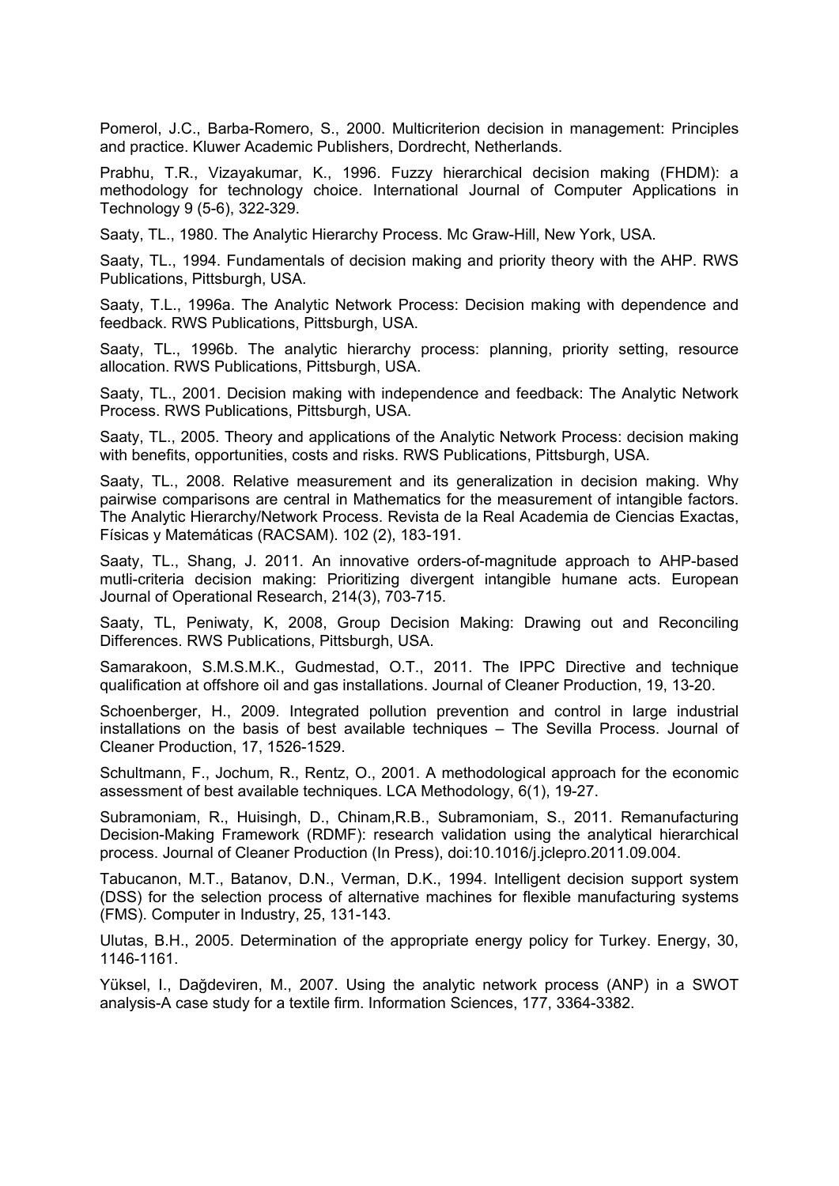Pomerol, J.C., Barba-Romero, S., 2000. Multicriterion decision in management: Principles and practice. Kluwer Academic Publishers, Dordrecht, Netherlands.

Prabhu, T.R., Vizayakumar, K., 1996. Fuzzy hierarchical decision making (FHDM): a methodology for technology choice. International Journal of Computer Applications in Technology 9 (5-6), 322-329.

Saaty, TL., 1980. The Analytic Hierarchy Process. Mc Graw-Hill, New York, USA.

Saaty, TL., 1994. Fundamentals of decision making and priority theory with the AHP. RWS Publications, Pittsburgh, USA.

Saaty, T.L., 1996a. The Analytic Network Process: Decision making with dependence and feedback. RWS Publications, Pittsburgh, USA.

Saaty, TL., 1996b. The analytic hierarchy process: planning, priority setting, resource allocation. RWS Publications, Pittsburgh, USA.

Saaty, TL., 2001. Decision making with independence and feedback: The Analytic Network Process. RWS Publications, Pittsburgh, USA.

Saaty, TL., 2005. Theory and applications of the Analytic Network Process: decision making with benefits, opportunities, costs and risks. RWS Publications, Pittsburgh, USA.

Saaty, TL., 2008. Relative measurement and its generalization in decision making. Why pairwise comparisons are central in Mathematics for the measurement of intangible factors. The Analytic Hierarchy/Network Process. Revista de la Real Academia de Ciencias Exactas, Físicas y Matemáticas (RACSAM). 102 (2), 183-191.

Saaty, TL., Shang, J. 2011. An innovative orders-of-magnitude approach to AHP-based mutli-criteria decision making: Prioritizing divergent intangible humane acts. European Journal of Operational Research, 214(3), 703-715.

Saaty, TL, Peniwaty, K, 2008, Group Decision Making: Drawing out and Reconciling Differences. RWS Publications, Pittsburgh, USA.

Samarakoon, S.M.S.M.K., Gudmestad, O.T., 2011. The IPPC Directive and technique qualification at offshore oil and gas installations. Journal of Cleaner Production, 19, 13-20.

Schoenberger, H., 2009. Integrated pollution prevention and control in large industrial installations on the basis of best available techniques – The Sevilla Process. Journal of Cleaner Production, 17, 1526-1529.

Schultmann, F., Jochum, R., Rentz, O., 2001. A methodological approach for the economic assessment of best available techniques. LCA Methodology, 6(1), 19-27.

Subramoniam, R., Huisingh, D., Chinam,R.B., Subramoniam, S., 2011. Remanufacturing Decision-Making Framework (RDMF): research validation using the analytical hierarchical process. Journal of Cleaner Production (In Press), doi:10.1016/j.jclepro.2011.09.004.

Tabucanon, M.T., Batanov, D.N., Verman, D.K., 1994. Intelligent decision support system (DSS) for the selection process of alternative machines for flexible manufacturing systems (FMS). Computer in Industry, 25, 131-143.

Ulutas, B.H., 2005. Determination of the appropriate energy policy for Turkey. Energy, 30, 1146-1161.

Yüksel, I., Dağdeviren, M., 2007. Using the analytic network process (ANP) in a SWOT analysis-A case study for a textile firm. Information Sciences, 177, 3364-3382.